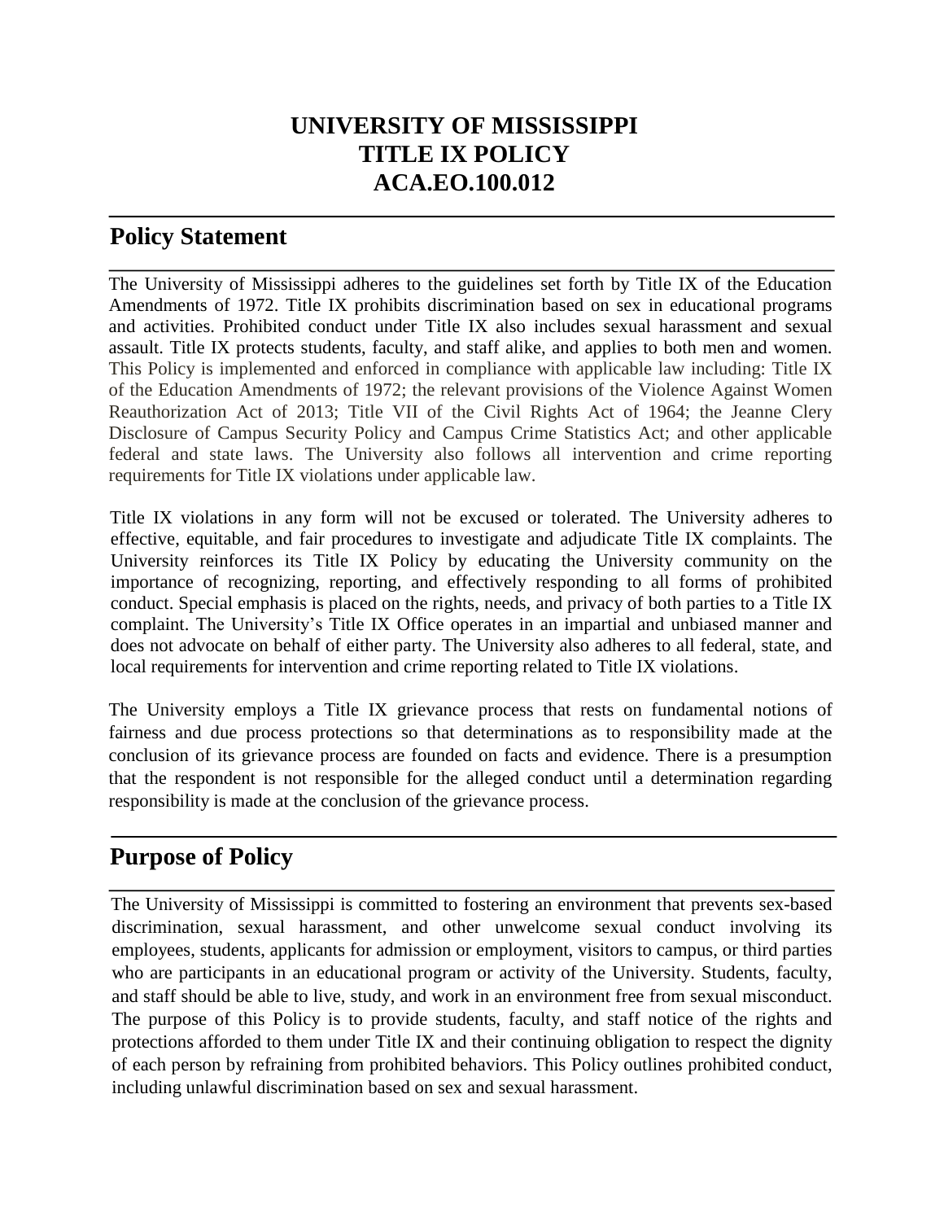# UNIVERSITY OF MISSISSIPPI
# TITLE IX POLICY
# ACA.EO.100.012

## Policy Statement

The University of Mississippi adheres to the guidelines set forth by Title IX of the Education Amendments of 1972. Title IX prohibits discrimination based on sex in educational programs and activities. Prohibited conduct under Title IX also includes sexual harassment and sexual assault. Title IX protects students, faculty, and staff alike, and applies to both men and women. This Policy is implemented and enforced in compliance with applicable law including: Title IX of the Education Amendments of 1972; the relevant provisions of the Violence Against Women Reauthorization Act of 2013; Title VII of the Civil Rights Act of 1964; the Jeanne Clery Disclosure of Campus Security Policy and Campus Crime Statistics Act; and other applicable federal and state laws. The University also follows all intervention and crime reporting requirements for Title IX violations under applicable law.

Title IX violations in any form will not be excused or tolerated. The University adheres to effective, equitable, and fair procedures to investigate and adjudicate Title IX complaints. The University reinforces its Title IX Policy by educating the University community on the importance of recognizing, reporting, and effectively responding to all forms of prohibited conduct. Special emphasis is placed on the rights, needs, and privacy of both parties to a Title IX complaint. The University's Title IX Office operates in an impartial and unbiased manner and does not advocate on behalf of either party. The University also adheres to all federal, state, and local requirements for intervention and crime reporting related to Title IX violations.

The University employs a Title IX grievance process that rests on fundamental notions of fairness and due process protections so that determinations as to responsibility made at the conclusion of its grievance process are founded on facts and evidence. There is a presumption that the respondent is not responsible for the alleged conduct until a determination regarding responsibility is made at the conclusion of the grievance process.

## Purpose of Policy

The University of Mississippi is committed to fostering an environment that prevents sex-based discrimination, sexual harassment, and other unwelcome sexual conduct involving its employees, students, applicants for admission or employment, visitors to campus, or third parties who are participants in an educational program or activity of the University. Students, faculty, and staff should be able to live, study, and work in an environment free from sexual misconduct. The purpose of this Policy is to provide students, faculty, and staff notice of the rights and protections afforded to them under Title IX and their continuing obligation to respect the dignity of each person by refraining from prohibited behaviors. This Policy outlines prohibited conduct, including unlawful discrimination based on sex and sexual harassment.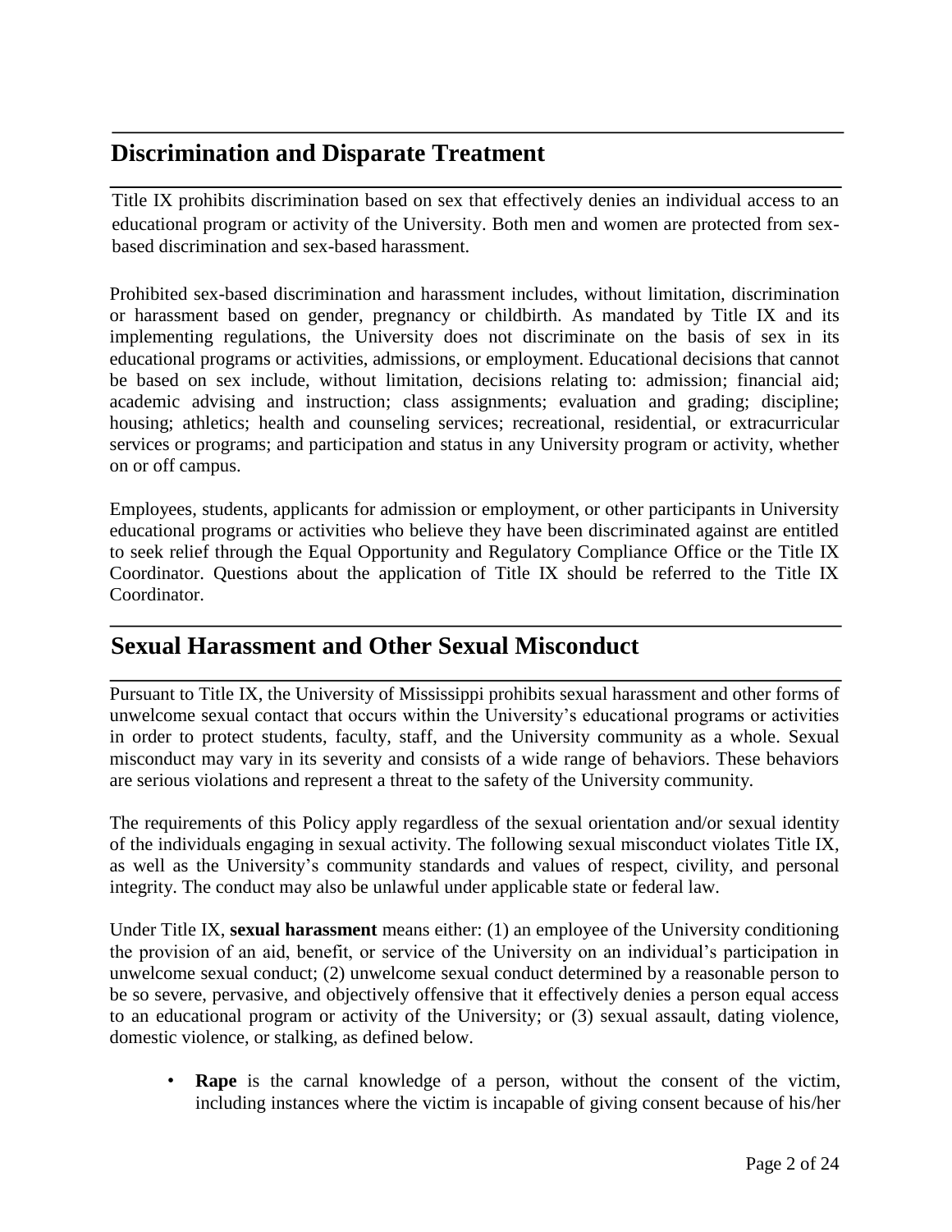## Discrimination and Disparate Treatment

Title IX prohibits discrimination based on sex that effectively denies an individual access to an educational program or activity of the University. Both men and women are protected from sex-based discrimination and sex-based harassment.

Prohibited sex-based discrimination and harassment includes, without limitation, discrimination or harassment based on gender, pregnancy or childbirth. As mandated by Title IX and its implementing regulations, the University does not discriminate on the basis of sex in its educational programs or activities, admissions, or employment. Educational decisions that cannot be based on sex include, without limitation, decisions relating to: admission; financial aid; academic advising and instruction; class assignments; evaluation and grading; discipline; housing; athletics; health and counseling services; recreational, residential, or extracurricular services or programs; and participation and status in any University program or activity, whether on or off campus.

Employees, students, applicants for admission or employment, or other participants in University educational programs or activities who believe they have been discriminated against are entitled to seek relief through the Equal Opportunity and Regulatory Compliance Office or the Title IX Coordinator. Questions about the application of Title IX should be referred to the Title IX Coordinator.

## Sexual Harassment and Other Sexual Misconduct

Pursuant to Title IX, the University of Mississippi prohibits sexual harassment and other forms of unwelcome sexual contact that occurs within the University's educational programs or activities in order to protect students, faculty, staff, and the University community as a whole. Sexual misconduct may vary in its severity and consists of a wide range of behaviors. These behaviors are serious violations and represent a threat to the safety of the University community.

The requirements of this Policy apply regardless of the sexual orientation and/or sexual identity of the individuals engaging in sexual activity. The following sexual misconduct violates Title IX, as well as the University's community standards and values of respect, civility, and personal integrity. The conduct may also be unlawful under applicable state or federal law.

Under Title IX, **sexual harassment** means either: (1) an employee of the University conditioning the provision of an aid, benefit, or service of the University on an individual's participation in unwelcome sexual conduct; (2) unwelcome sexual conduct determined by a reasonable person to be so severe, pervasive, and objectively offensive that it effectively denies a person equal access to an educational program or activity of the University; or (3) sexual assault, dating violence, domestic violence, or stalking, as defined below.

- **Rape** is the carnal knowledge of a person, without the consent of the victim, including instances where the victim is incapable of giving consent because of his/her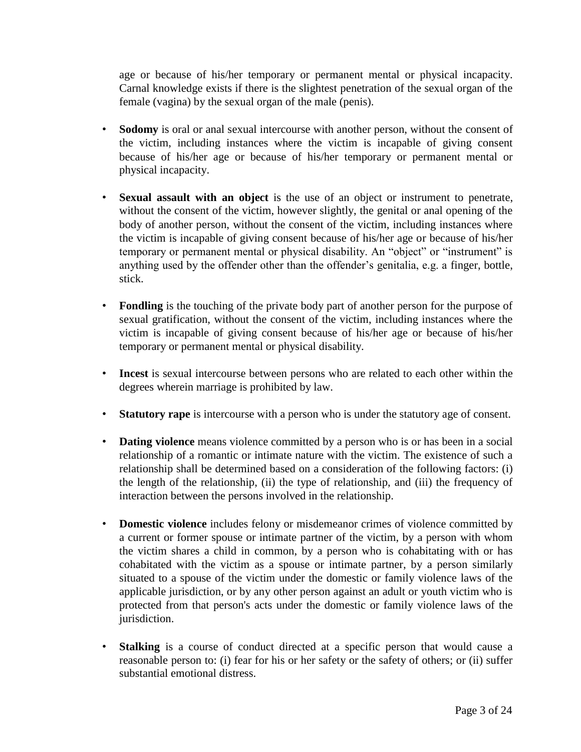age or because of his/her temporary or permanent mental or physical incapacity. Carnal knowledge exists if there is the slightest penetration of the sexual organ of the female (vagina) by the sexual organ of the male (penis).

- **Sodomy** is oral or anal sexual intercourse with another person, without the consent of the victim, including instances where the victim is incapable of giving consent because of his/her age or because of his/her temporary or permanent mental or physical incapacity.

- **Sexual assault with an object** is the use of an object or instrument to penetrate, without the consent of the victim, however slightly, the genital or anal opening of the body of another person, without the consent of the victim, including instances where the victim is incapable of giving consent because of his/her age or because of his/her temporary or permanent mental or physical disability. An "object" or "instrument" is anything used by the offender other than the offender's genitalia, e.g. a finger, bottle, stick.

- **Fondling** is the touching of the private body part of another person for the purpose of sexual gratification, without the consent of the victim, including instances where the victim is incapable of giving consent because of his/her age or because of his/her temporary or permanent mental or physical disability.

- **Incest** is sexual intercourse between persons who are related to each other within the degrees wherein marriage is prohibited by law.

- **Statutory rape** is intercourse with a person who is under the statutory age of consent.

- **Dating violence** means violence committed by a person who is or has been in a social relationship of a romantic or intimate nature with the victim. The existence of such a relationship shall be determined based on a consideration of the following factors: (i) the length of the relationship, (ii) the type of relationship, and (iii) the frequency of interaction between the persons involved in the relationship.

- **Domestic violence** includes felony or misdemeanor crimes of violence committed by a current or former spouse or intimate partner of the victim, by a person with whom the victim shares a child in common, by a person who is cohabitating with or has cohabitated with the victim as a spouse or intimate partner, by a person similarly situated to a spouse of the victim under the domestic or family violence laws of the applicable jurisdiction, or by any other person against an adult or youth victim who is protected from that person's acts under the domestic or family violence laws of the jurisdiction.

- **Stalking** is a course of conduct directed at a specific person that would cause a reasonable person to: (i) fear for his or her safety or the safety of others; or (ii) suffer substantial emotional distress.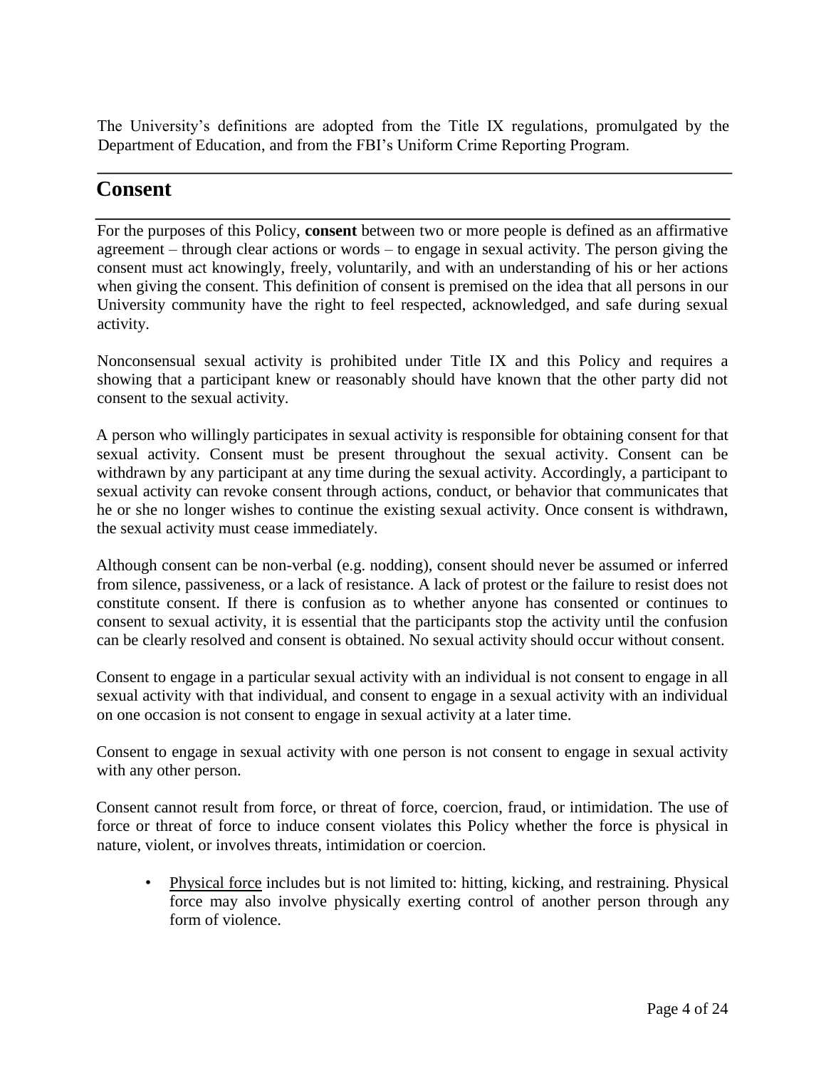The University's definitions are adopted from the Title IX regulations, promulgated by the Department of Education, and from the FBI's Uniform Crime Reporting Program.

## Consent

For the purposes of this Policy, **consent** between two or more people is defined as an affirmative agreement – through clear actions or words – to engage in sexual activity. The person giving the consent must act knowingly, freely, voluntarily, and with an understanding of his or her actions when giving the consent. This definition of consent is premised on the idea that all persons in our University community have the right to feel respected, acknowledged, and safe during sexual activity.

Nonconsensual sexual activity is prohibited under Title IX and this Policy and requires a showing that a participant knew or reasonably should have known that the other party did not consent to the sexual activity.

A person who willingly participates in sexual activity is responsible for obtaining consent for that sexual activity. Consent must be present throughout the sexual activity. Consent can be withdrawn by any participant at any time during the sexual activity. Accordingly, a participant to sexual activity can revoke consent through actions, conduct, or behavior that communicates that he or she no longer wishes to continue the existing sexual activity. Once consent is withdrawn, the sexual activity must cease immediately.

Although consent can be non-verbal (e.g. nodding), consent should never be assumed or inferred from silence, passiveness, or a lack of resistance. A lack of protest or the failure to resist does not constitute consent. If there is confusion as to whether anyone has consented or continues to consent to sexual activity, it is essential that the participants stop the activity until the confusion can be clearly resolved and consent is obtained. No sexual activity should occur without consent.

Consent to engage in a particular sexual activity with an individual is not consent to engage in all sexual activity with that individual, and consent to engage in a sexual activity with an individual on one occasion is not consent to engage in sexual activity at a later time.

Consent to engage in sexual activity with one person is not consent to engage in sexual activity with any other person.

Consent cannot result from force, or threat of force, coercion, fraud, or intimidation. The use of force or threat of force to induce consent violates this Policy whether the force is physical in nature, violent, or involves threats, intimidation or coercion.

- <u>Physical force</u> includes but is not limited to: hitting, kicking, and restraining. Physical force may also involve physically exerting control of another person through any form of violence.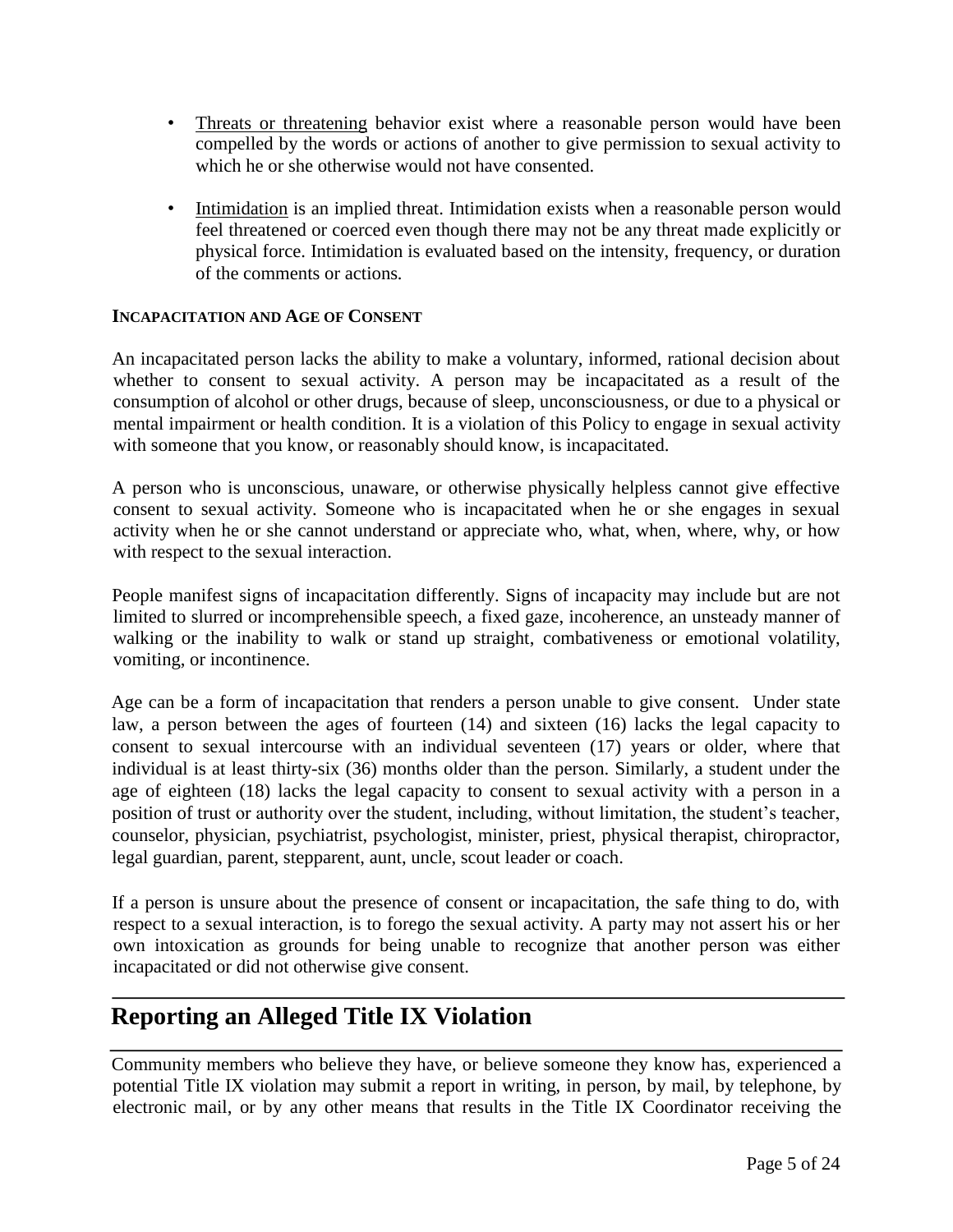- Threats or threatening behavior exist where a reasonable person would have been compelled by the words or actions of another to give permission to sexual activity to which he or she otherwise would not have consented.

- Intimidation is an implied threat. Intimidation exists when a reasonable person would feel threatened or coerced even though there may not be any threat made explicitly or physical force. Intimidation is evaluated based on the intensity, frequency, or duration of the comments or actions.

**INCAPACITATION AND AGE OF CONSENT**

An incapacitated person lacks the ability to make a voluntary, informed, rational decision about whether to consent to sexual activity. A person may be incapacitated as a result of the consumption of alcohol or other drugs, because of sleep, unconsciousness, or due to a physical or mental impairment or health condition. It is a violation of this Policy to engage in sexual activity with someone that you know, or reasonably should know, is incapacitated.

A person who is unconscious, unaware, or otherwise physically helpless cannot give effective consent to sexual activity. Someone who is incapacitated when he or she engages in sexual activity when he or she cannot understand or appreciate who, what, when, where, why, or how with respect to the sexual interaction.

People manifest signs of incapacitation differently. Signs of incapacity may include but are not limited to slurred or incomprehensible speech, a fixed gaze, incoherence, an unsteady manner of walking or the inability to walk or stand up straight, combativeness or emotional volatility, vomiting, or incontinence.

Age can be a form of incapacitation that renders a person unable to give consent. Under state law, a person between the ages of fourteen (14) and sixteen (16) lacks the legal capacity to consent to sexual intercourse with an individual seventeen (17) years or older, where that individual is at least thirty-six (36) months older than the person. Similarly, a student under the age of eighteen (18) lacks the legal capacity to consent to sexual activity with a person in a position of trust or authority over the student, including, without limitation, the student's teacher, counselor, physician, psychiatrist, psychologist, minister, priest, physical therapist, chiropractor, legal guardian, parent, stepparent, aunt, uncle, scout leader or coach.

If a person is unsure about the presence of consent or incapacitation, the safe thing to do, with respect to a sexual interaction, is to forego the sexual activity. A party may not assert his or her own intoxication as grounds for being unable to recognize that another person was either incapacitated or did not otherwise give consent.

## Reporting an Alleged Title IX Violation

Community members who believe they have, or believe someone they know has, experienced a potential Title IX violation may submit a report in writing, in person, by mail, by telephone, by electronic mail, or by any other means that results in the Title IX Coordinator receiving the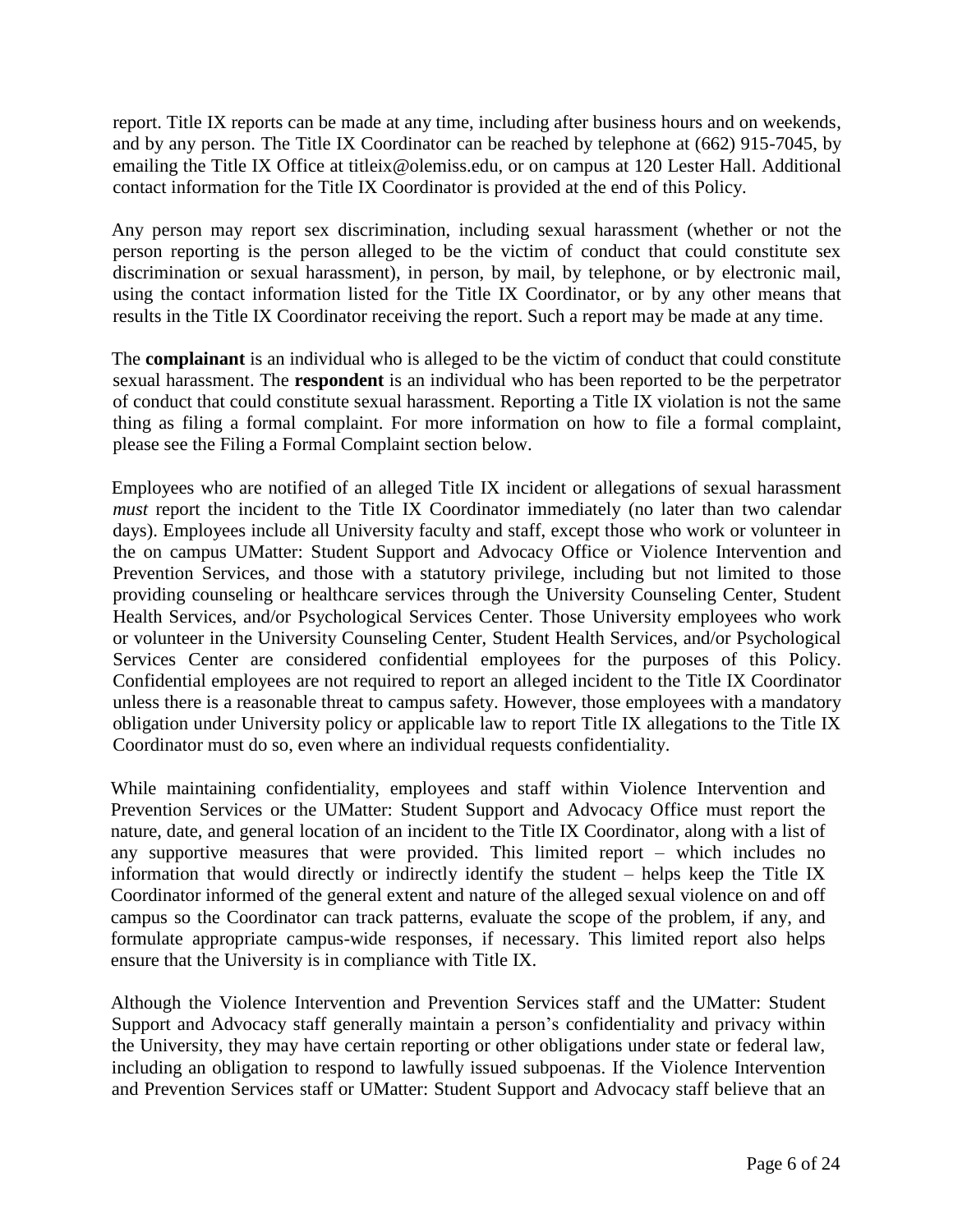report. Title IX reports can be made at any time, including after business hours and on weekends, and by any person. The Title IX Coordinator can be reached by telephone at (662) 915-7045, by emailing the Title IX Office at titleix@olemiss.edu, or on campus at 120 Lester Hall. Additional contact information for the Title IX Coordinator is provided at the end of this Policy.

Any person may report sex discrimination, including sexual harassment (whether or not the person reporting is the person alleged to be the victim of conduct that could constitute sex discrimination or sexual harassment), in person, by mail, by telephone, or by electronic mail, using the contact information listed for the Title IX Coordinator, or by any other means that results in the Title IX Coordinator receiving the report. Such a report may be made at any time.

The **complainant** is an individual who is alleged to be the victim of conduct that could constitute sexual harassment. The **respondent** is an individual who has been reported to be the perpetrator of conduct that could constitute sexual harassment. Reporting a Title IX violation is not the same thing as filing a formal complaint. For more information on how to file a formal complaint, please see the Filing a Formal Complaint section below.

Employees who are notified of an alleged Title IX incident or allegations of sexual harassment *must* report the incident to the Title IX Coordinator immediately (no later than two calendar days). Employees include all University faculty and staff, except those who work or volunteer in the on campus UMatter: Student Support and Advocacy Office or Violence Intervention and Prevention Services, and those with a statutory privilege, including but not limited to those providing counseling or healthcare services through the University Counseling Center, Student Health Services, and/or Psychological Services Center. Those University employees who work or volunteer in the University Counseling Center, Student Health Services, and/or Psychological Services Center are considered confidential employees for the purposes of this Policy. Confidential employees are not required to report an alleged incident to the Title IX Coordinator unless there is a reasonable threat to campus safety. However, those employees with a mandatory obligation under University policy or applicable law to report Title IX allegations to the Title IX Coordinator must do so, even where an individual requests confidentiality.

While maintaining confidentiality, employees and staff within Violence Intervention and Prevention Services or the UMatter: Student Support and Advocacy Office must report the nature, date, and general location of an incident to the Title IX Coordinator, along with a list of any supportive measures that were provided. This limited report – which includes no information that would directly or indirectly identify the student – helps keep the Title IX Coordinator informed of the general extent and nature of the alleged sexual violence on and off campus so the Coordinator can track patterns, evaluate the scope of the problem, if any, and formulate appropriate campus-wide responses, if necessary. This limited report also helps ensure that the University is in compliance with Title IX.

Although the Violence Intervention and Prevention Services staff and the UMatter: Student Support and Advocacy staff generally maintain a person's confidentiality and privacy within the University, they may have certain reporting or other obligations under state or federal law, including an obligation to respond to lawfully issued subpoenas. If the Violence Intervention and Prevention Services staff or UMatter: Student Support and Advocacy staff believe that an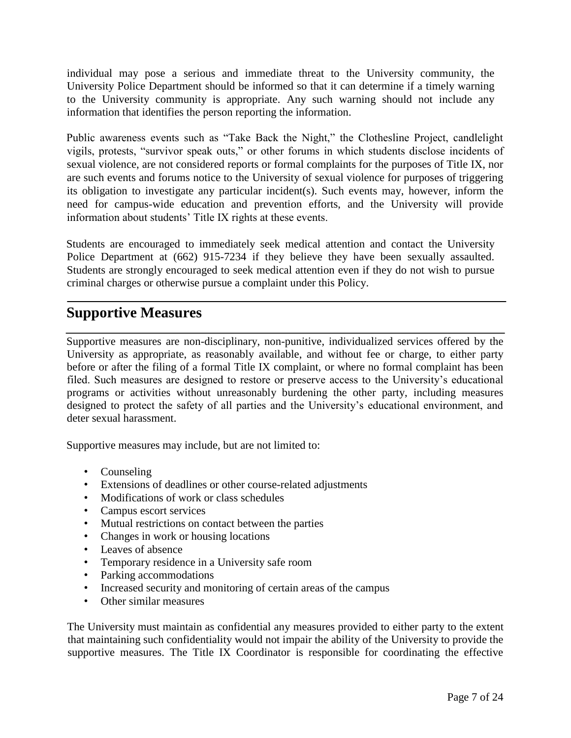individual may pose a serious and immediate threat to the University community, the University Police Department should be informed so that it can determine if a timely warning to the University community is appropriate. Any such warning should not include any information that identifies the person reporting the information.

Public awareness events such as "Take Back the Night," the Clothesline Project, candlelight vigils, protests, "survivor speak outs," or other forums in which students disclose incidents of sexual violence, are not considered reports or formal complaints for the purposes of Title IX, nor are such events and forums notice to the University of sexual violence for purposes of triggering its obligation to investigate any particular incident(s). Such events may, however, inform the need for campus-wide education and prevention efforts, and the University will provide information about students' Title IX rights at these events.

Students are encouraged to immediately seek medical attention and contact the University Police Department at (662) 915-7234 if they believe they have been sexually assaulted. Students are strongly encouraged to seek medical attention even if they do not wish to pursue criminal charges or otherwise pursue a complaint under this Policy.

## Supportive Measures

Supportive measures are non-disciplinary, non-punitive, individualized services offered by the University as appropriate, as reasonably available, and without fee or charge, to either party before or after the filing of a formal Title IX complaint, or where no formal complaint has been filed. Such measures are designed to restore or preserve access to the University's educational programs or activities without unreasonably burdening the other party, including measures designed to protect the safety of all parties and the University's educational environment, and deter sexual harassment.

Supportive measures may include, but are not limited to:

- Counseling
- Extensions of deadlines or other course-related adjustments
- Modifications of work or class schedules
- Campus escort services
- Mutual restrictions on contact between the parties
- Changes in work or housing locations
- Leaves of absence
- Temporary residence in a University safe room
- Parking accommodations
- Increased security and monitoring of certain areas of the campus
- Other similar measures

The University must maintain as confidential any measures provided to either party to the extent that maintaining such confidentiality would not impair the ability of the University to provide the supportive measures. The Title IX Coordinator is responsible for coordinating the effective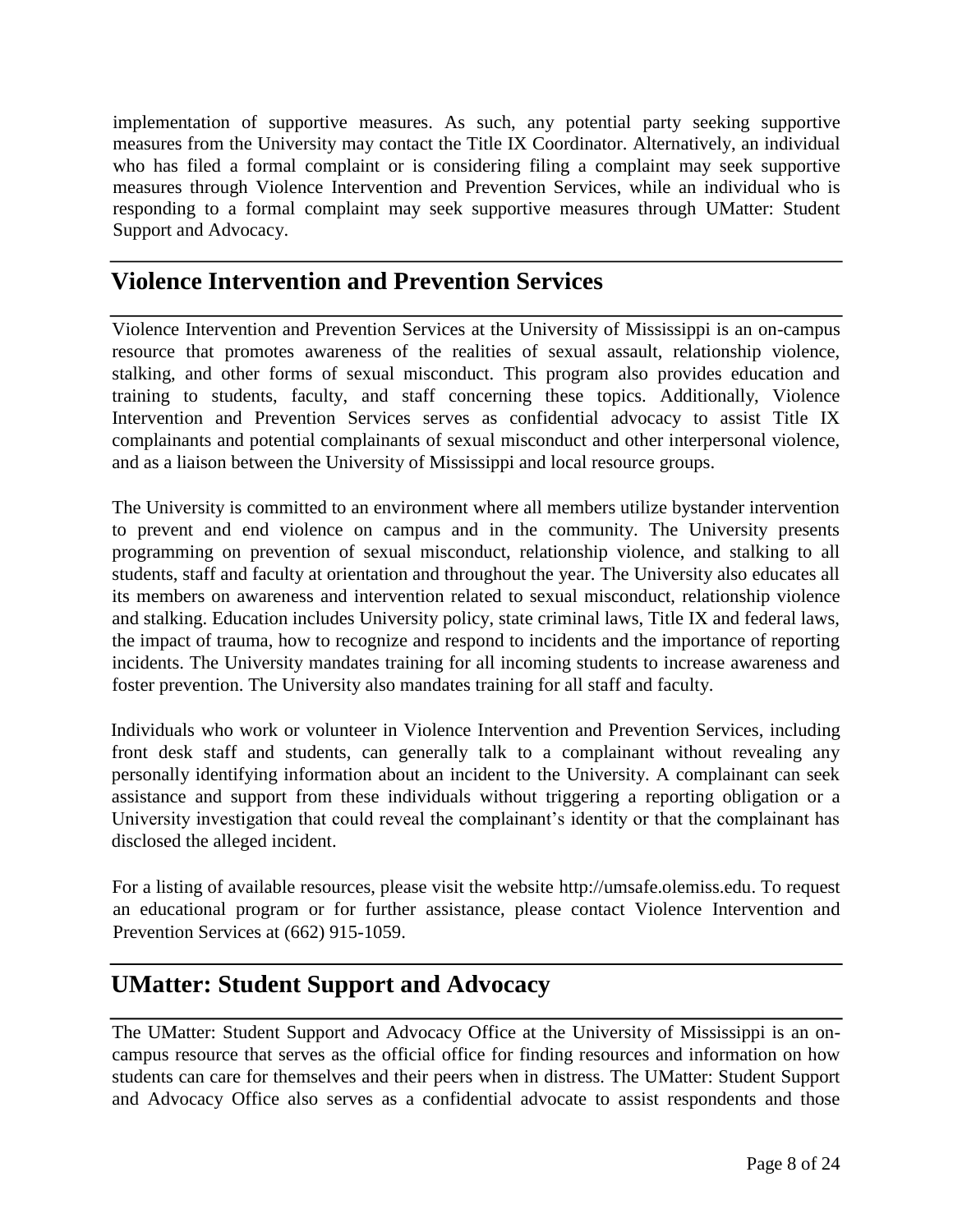implementation of supportive measures. As such, any potential party seeking supportive measures from the University may contact the Title IX Coordinator. Alternatively, an individual who has filed a formal complaint or is considering filing a complaint may seek supportive measures through Violence Intervention and Prevention Services, while an individual who is responding to a formal complaint may seek supportive measures through UMatter: Student Support and Advocacy.

## Violence Intervention and Prevention Services

Violence Intervention and Prevention Services at the University of Mississippi is an on-campus resource that promotes awareness of the realities of sexual assault, relationship violence, stalking, and other forms of sexual misconduct. This program also provides education and training to students, faculty, and staff concerning these topics. Additionally, Violence Intervention and Prevention Services serves as confidential advocacy to assist Title IX complainants and potential complainants of sexual misconduct and other interpersonal violence, and as a liaison between the University of Mississippi and local resource groups.

The University is committed to an environment where all members utilize bystander intervention to prevent and end violence on campus and in the community. The University presents programming on prevention of sexual misconduct, relationship violence, and stalking to all students, staff and faculty at orientation and throughout the year. The University also educates all its members on awareness and intervention related to sexual misconduct, relationship violence and stalking. Education includes University policy, state criminal laws, Title IX and federal laws, the impact of trauma, how to recognize and respond to incidents and the importance of reporting incidents. The University mandates training for all incoming students to increase awareness and foster prevention. The University also mandates training for all staff and faculty.

Individuals who work or volunteer in Violence Intervention and Prevention Services, including front desk staff and students, can generally talk to a complainant without revealing any personally identifying information about an incident to the University. A complainant can seek assistance and support from these individuals without triggering a reporting obligation or a University investigation that could reveal the complainant's identity or that the complainant has disclosed the alleged incident.

For a listing of available resources, please visit the website http://umsafe.olemiss.edu. To request an educational program or for further assistance, please contact Violence Intervention and Prevention Services at (662) 915-1059.

## UMatter: Student Support and Advocacy

The UMatter: Student Support and Advocacy Office at the University of Mississippi is an on-campus resource that serves as the official office for finding resources and information on how students can care for themselves and their peers when in distress. The UMatter: Student Support and Advocacy Office also serves as a confidential advocate to assist respondents and those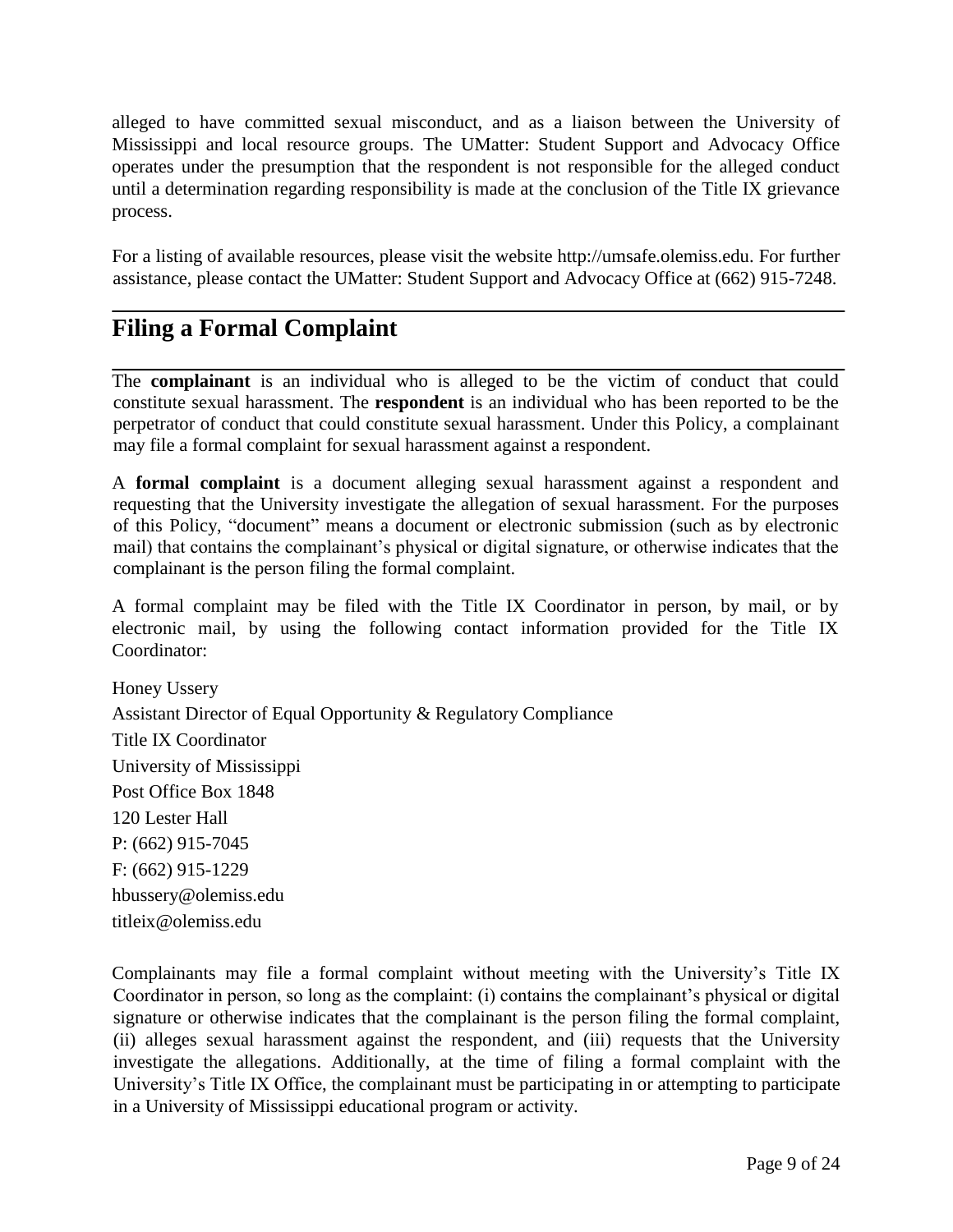alleged to have committed sexual misconduct, and as a liaison between the University of Mississippi and local resource groups. The UMatter: Student Support and Advocacy Office operates under the presumption that the respondent is not responsible for the alleged conduct until a determination regarding responsibility is made at the conclusion of the Title IX grievance process.

For a listing of available resources, please visit the website http://umsafe.olemiss.edu. For further assistance, please contact the UMatter: Student Support and Advocacy Office at (662) 915-7248.

## Filing a Formal Complaint

The **complainant** is an individual who is alleged to be the victim of conduct that could constitute sexual harassment. The **respondent** is an individual who has been reported to be the perpetrator of conduct that could constitute sexual harassment. Under this Policy, a complainant may file a formal complaint for sexual harassment against a respondent.

A **formal complaint** is a document alleging sexual harassment against a respondent and requesting that the University investigate the allegation of sexual harassment. For the purposes of this Policy, "document" means a document or electronic submission (such as by electronic mail) that contains the complainant's physical or digital signature, or otherwise indicates that the complainant is the person filing the formal complaint.

A formal complaint may be filed with the Title IX Coordinator in person, by mail, or by electronic mail, by using the following contact information provided for the Title IX Coordinator:

Honey Ussery  
Assistant Director of Equal Opportunity & Regulatory Compliance  
Title IX Coordinator  
University of Mississippi  
Post Office Box 1848  
120 Lester Hall  
P: (662) 915-7045  
F: (662) 915-1229  
hbussery@olemiss.edu  
titleix@olemiss.edu

Complainants may file a formal complaint without meeting with the University's Title IX Coordinator in person, so long as the complaint: (i) contains the complainant's physical or digital signature or otherwise indicates that the complainant is the person filing the formal complaint, (ii) alleges sexual harassment against the respondent, and (iii) requests that the University investigate the allegations. Additionally, at the time of filing a formal complaint with the University's Title IX Office, the complainant must be participating in or attempting to participate in a University of Mississippi educational program or activity.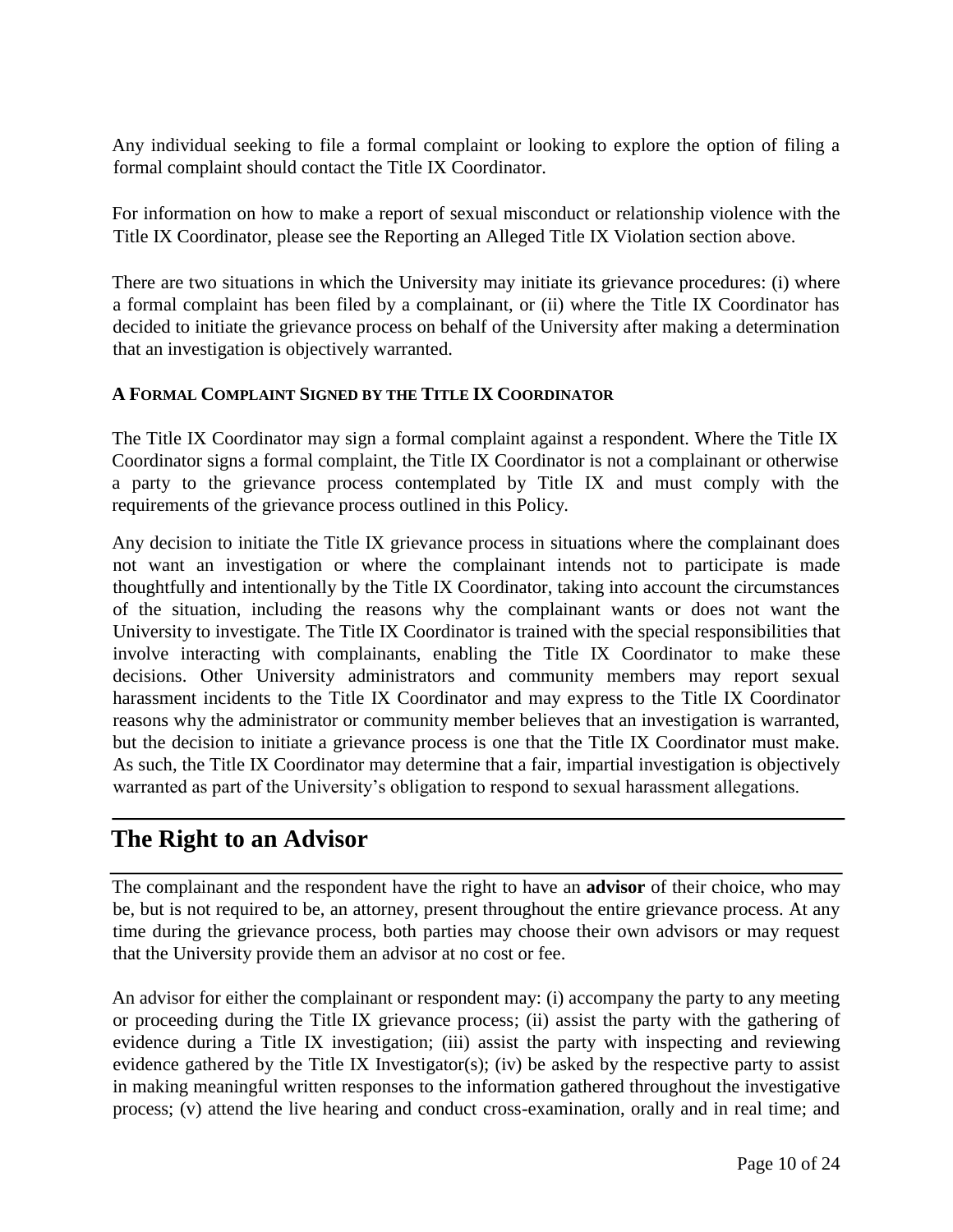Any individual seeking to file a formal complaint or looking to explore the option of filing a formal complaint should contact the Title IX Coordinator.

For information on how to make a report of sexual misconduct or relationship violence with the Title IX Coordinator, please see the Reporting an Alleged Title IX Violation section above.

There are two situations in which the University may initiate its grievance procedures: (i) where a formal complaint has been filed by a complainant, or (ii) where the Title IX Coordinator has decided to initiate the grievance process on behalf of the University after making a determination that an investigation is objectively warranted.

### A Formal Complaint Signed by the Title IX Coordinator

The Title IX Coordinator may sign a formal complaint against a respondent. Where the Title IX Coordinator signs a formal complaint, the Title IX Coordinator is not a complainant or otherwise a party to the grievance process contemplated by Title IX and must comply with the requirements of the grievance process outlined in this Policy.

Any decision to initiate the Title IX grievance process in situations where the complainant does not want an investigation or where the complainant intends not to participate is made thoughtfully and intentionally by the Title IX Coordinator, taking into account the circumstances of the situation, including the reasons why the complainant wants or does not want the University to investigate. The Title IX Coordinator is trained with the special responsibilities that involve interacting with complainants, enabling the Title IX Coordinator to make these decisions. Other University administrators and community members may report sexual harassment incidents to the Title IX Coordinator and may express to the Title IX Coordinator reasons why the administrator or community member believes that an investigation is warranted, but the decision to initiate a grievance process is one that the Title IX Coordinator must make. As such, the Title IX Coordinator may determine that a fair, impartial investigation is objectively warranted as part of the University's obligation to respond to sexual harassment allegations.

## The Right to an Advisor

The complainant and the respondent have the right to have an **advisor** of their choice, who may be, but is not required to be, an attorney, present throughout the entire grievance process. At any time during the grievance process, both parties may choose their own advisors or may request that the University provide them an advisor at no cost or fee.

An advisor for either the complainant or respondent may: (i) accompany the party to any meeting or proceeding during the Title IX grievance process; (ii) assist the party with the gathering of evidence during a Title IX investigation; (iii) assist the party with inspecting and reviewing evidence gathered by the Title IX Investigator(s); (iv) be asked by the respective party to assist in making meaningful written responses to the information gathered throughout the investigative process; (v) attend the live hearing and conduct cross-examination, orally and in real time; and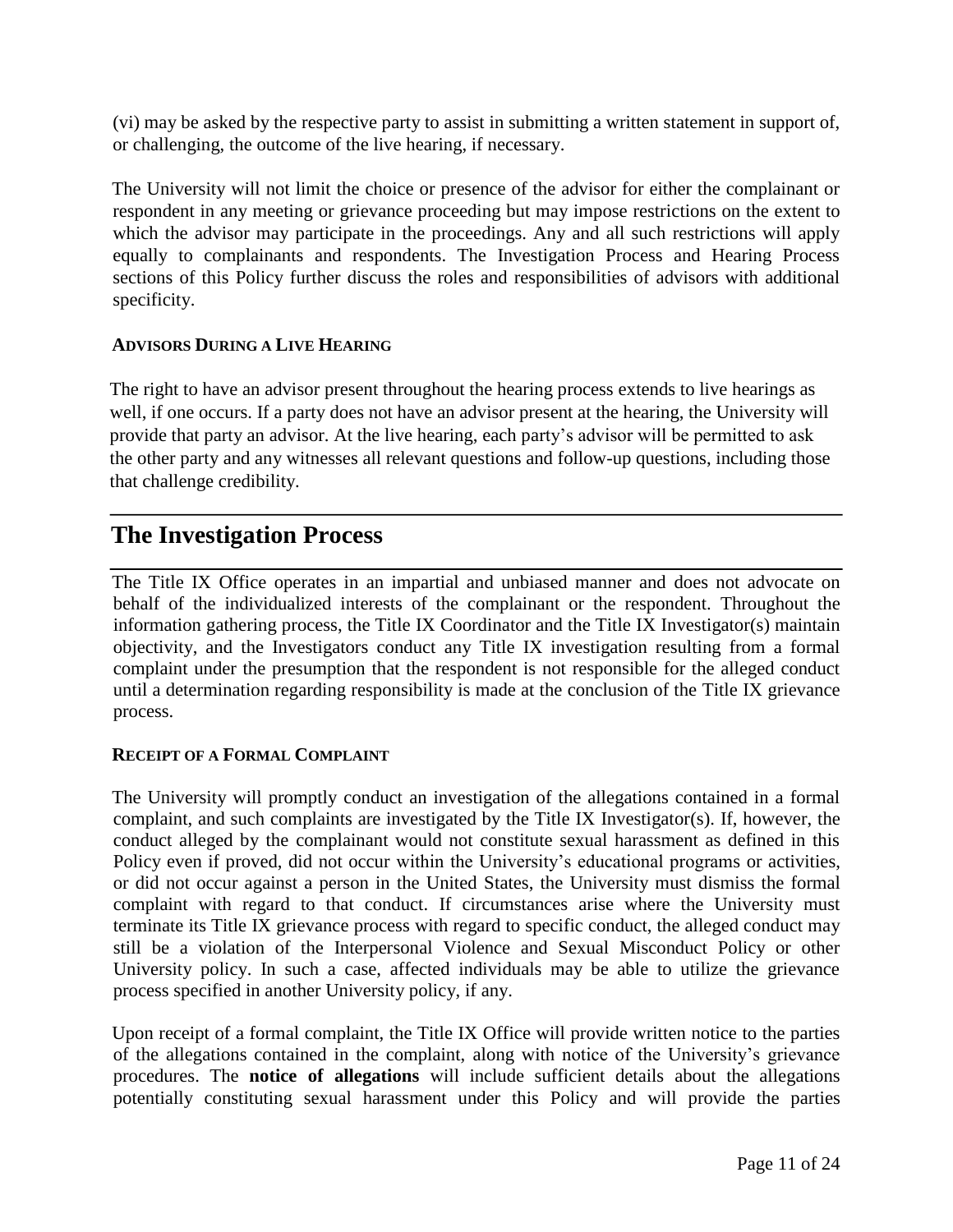(vi) may be asked by the respective party to assist in submitting a written statement in support of, or challenging, the outcome of the live hearing, if necessary.

The University will not limit the choice or presence of the advisor for either the complainant or respondent in any meeting or grievance proceeding but may impose restrictions on the extent to which the advisor may participate in the proceedings. Any and all such restrictions will apply equally to complainants and respondents. The Investigation Process and Hearing Process sections of this Policy further discuss the roles and responsibilities of advisors with additional specificity.

### Advisors During a Live Hearing

The right to have an advisor present throughout the hearing process extends to live hearings as well, if one occurs. If a party does not have an advisor present at the hearing, the University will provide that party an advisor. At the live hearing, each party's advisor will be permitted to ask the other party and any witnesses all relevant questions and follow-up questions, including those that challenge credibility.

## The Investigation Process

The Title IX Office operates in an impartial and unbiased manner and does not advocate on behalf of the individualized interests of the complainant or the respondent. Throughout the information gathering process, the Title IX Coordinator and the Title IX Investigator(s) maintain objectivity, and the Investigators conduct any Title IX investigation resulting from a formal complaint under the presumption that the respondent is not responsible for the alleged conduct until a determination regarding responsibility is made at the conclusion of the Title IX grievance process.

### Receipt of a Formal Complaint

The University will promptly conduct an investigation of the allegations contained in a formal complaint, and such complaints are investigated by the Title IX Investigator(s). If, however, the conduct alleged by the complainant would not constitute sexual harassment as defined in this Policy even if proved, did not occur within the University's educational programs or activities, or did not occur against a person in the United States, the University must dismiss the formal complaint with regard to that conduct. If circumstances arise where the University must terminate its Title IX grievance process with regard to specific conduct, the alleged conduct may still be a violation of the Interpersonal Violence and Sexual Misconduct Policy or other University policy. In such a case, affected individuals may be able to utilize the grievance process specified in another University policy, if any.

Upon receipt of a formal complaint, the Title IX Office will provide written notice to the parties of the allegations contained in the complaint, along with notice of the University's grievance procedures. The **notice of allegations** will include sufficient details about the allegations potentially constituting sexual harassment under this Policy and will provide the parties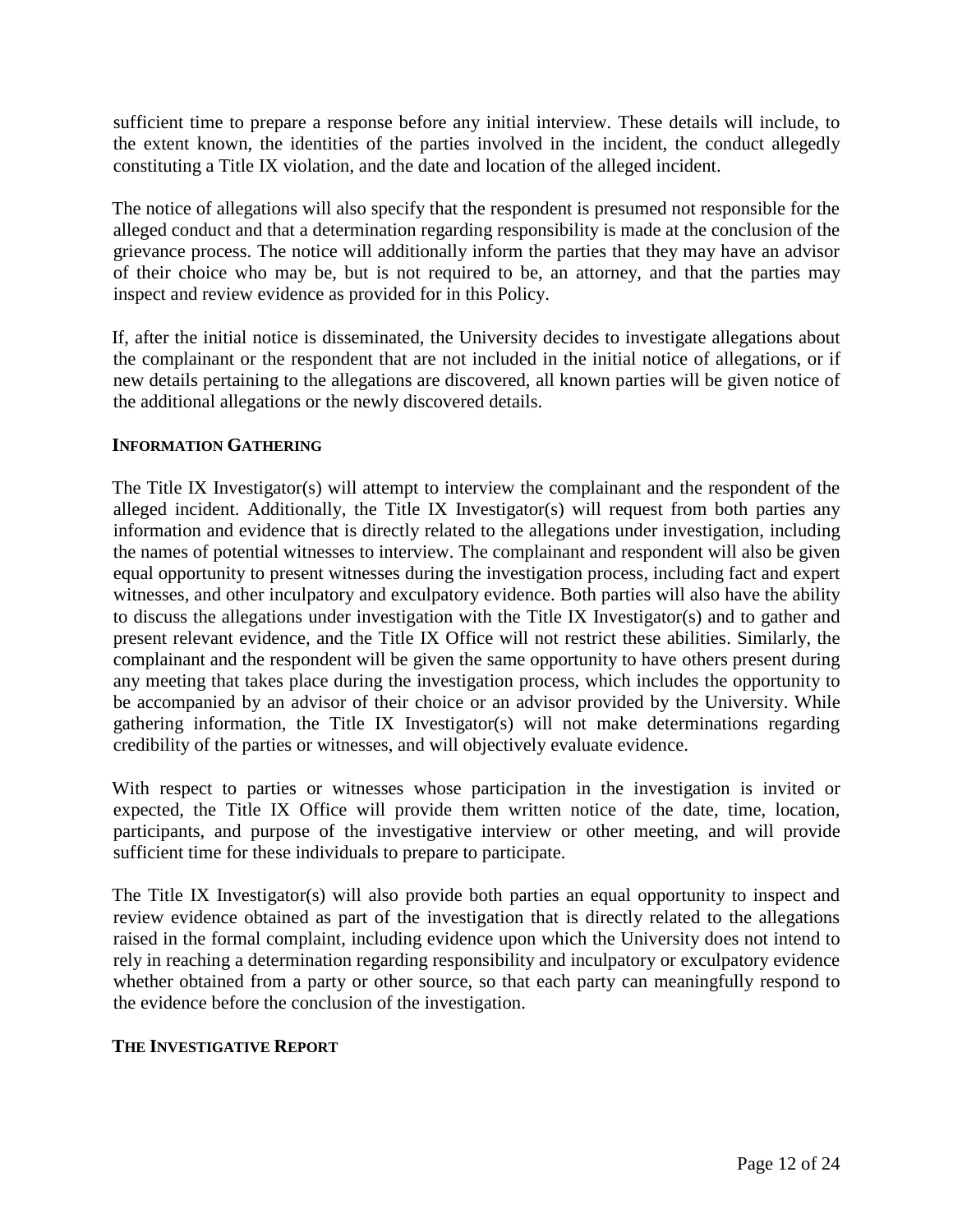sufficient time to prepare a response before any initial interview. These details will include, to the extent known, the identities of the parties involved in the incident, the conduct allegedly constituting a Title IX violation, and the date and location of the alleged incident.

The notice of allegations will also specify that the respondent is presumed not responsible for the alleged conduct and that a determination regarding responsibility is made at the conclusion of the grievance process. The notice will additionally inform the parties that they may have an advisor of their choice who may be, but is not required to be, an attorney, and that the parties may inspect and review evidence as provided for in this Policy.

If, after the initial notice is disseminated, the University decides to investigate allegations about the complainant or the respondent that are not included in the initial notice of allegations, or if new details pertaining to the allegations are discovered, all known parties will be given notice of the additional allegations or the newly discovered details.

#### INFORMATION GATHERING

The Title IX Investigator(s) will attempt to interview the complainant and the respondent of the alleged incident. Additionally, the Title IX Investigator(s) will request from both parties any information and evidence that is directly related to the allegations under investigation, including the names of potential witnesses to interview. The complainant and respondent will also be given equal opportunity to present witnesses during the investigation process, including fact and expert witnesses, and other inculpatory and exculpatory evidence. Both parties will also have the ability to discuss the allegations under investigation with the Title IX Investigator(s) and to gather and present relevant evidence, and the Title IX Office will not restrict these abilities. Similarly, the complainant and the respondent will be given the same opportunity to have others present during any meeting that takes place during the investigation process, which includes the opportunity to be accompanied by an advisor of their choice or an advisor provided by the University. While gathering information, the Title IX Investigator(s) will not make determinations regarding credibility of the parties or witnesses, and will objectively evaluate evidence.

With respect to parties or witnesses whose participation in the investigation is invited or expected, the Title IX Office will provide them written notice of the date, time, location, participants, and purpose of the investigative interview or other meeting, and will provide sufficient time for these individuals to prepare to participate.

The Title IX Investigator(s) will also provide both parties an equal opportunity to inspect and review evidence obtained as part of the investigation that is directly related to the allegations raised in the formal complaint, including evidence upon which the University does not intend to rely in reaching a determination regarding responsibility and inculpatory or exculpatory evidence whether obtained from a party or other source, so that each party can meaningfully respond to the evidence before the conclusion of the investigation.

#### THE INVESTIGATIVE REPORT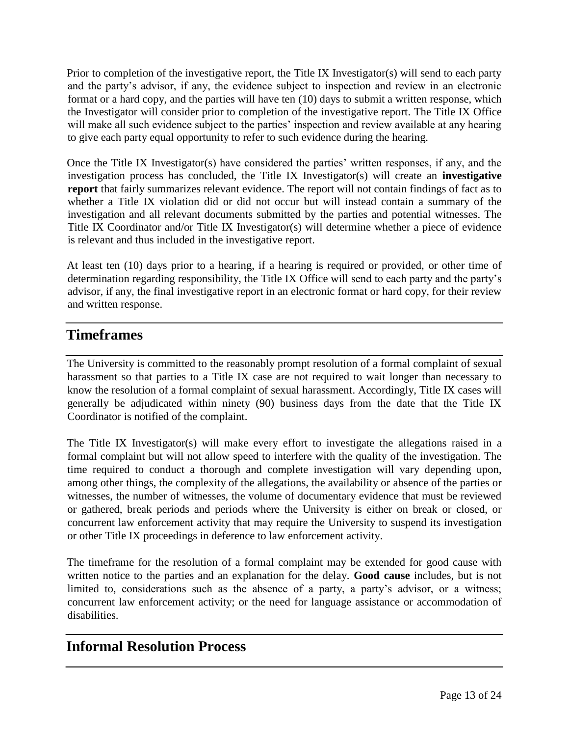Prior to completion of the investigative report, the Title IX Investigator(s) will send to each party and the party's advisor, if any, the evidence subject to inspection and review in an electronic format or a hard copy, and the parties will have ten (10) days to submit a written response, which the Investigator will consider prior to completion of the investigative report. The Title IX Office will make all such evidence subject to the parties' inspection and review available at any hearing to give each party equal opportunity to refer to such evidence during the hearing.

Once the Title IX Investigator(s) have considered the parties' written responses, if any, and the investigation process has concluded, the Title IX Investigator(s) will create an **investigative report** that fairly summarizes relevant evidence. The report will not contain findings of fact as to whether a Title IX violation did or did not occur but will instead contain a summary of the investigation and all relevant documents submitted by the parties and potential witnesses. The Title IX Coordinator and/or Title IX Investigator(s) will determine whether a piece of evidence is relevant and thus included in the investigative report.

At least ten (10) days prior to a hearing, if a hearing is required or provided, or other time of determination regarding responsibility, the Title IX Office will send to each party and the party's advisor, if any, the final investigative report in an electronic format or hard copy, for their review and written response.

## Timeframes

The University is committed to the reasonably prompt resolution of a formal complaint of sexual harassment so that parties to a Title IX case are not required to wait longer than necessary to know the resolution of a formal complaint of sexual harassment. Accordingly, Title IX cases will generally be adjudicated within ninety (90) business days from the date that the Title IX Coordinator is notified of the complaint.

The Title IX Investigator(s) will make every effort to investigate the allegations raised in a formal complaint but will not allow speed to interfere with the quality of the investigation. The time required to conduct a thorough and complete investigation will vary depending upon, among other things, the complexity of the allegations, the availability or absence of the parties or witnesses, the number of witnesses, the volume of documentary evidence that must be reviewed or gathered, break periods and periods where the University is either on break or closed, or concurrent law enforcement activity that may require the University to suspend its investigation or other Title IX proceedings in deference to law enforcement activity.

The timeframe for the resolution of a formal complaint may be extended for good cause with written notice to the parties and an explanation for the delay. **Good cause** includes, but is not limited to, considerations such as the absence of a party, a party's advisor, or a witness; concurrent law enforcement activity; or the need for language assistance or accommodation of disabilities.

## Informal Resolution Process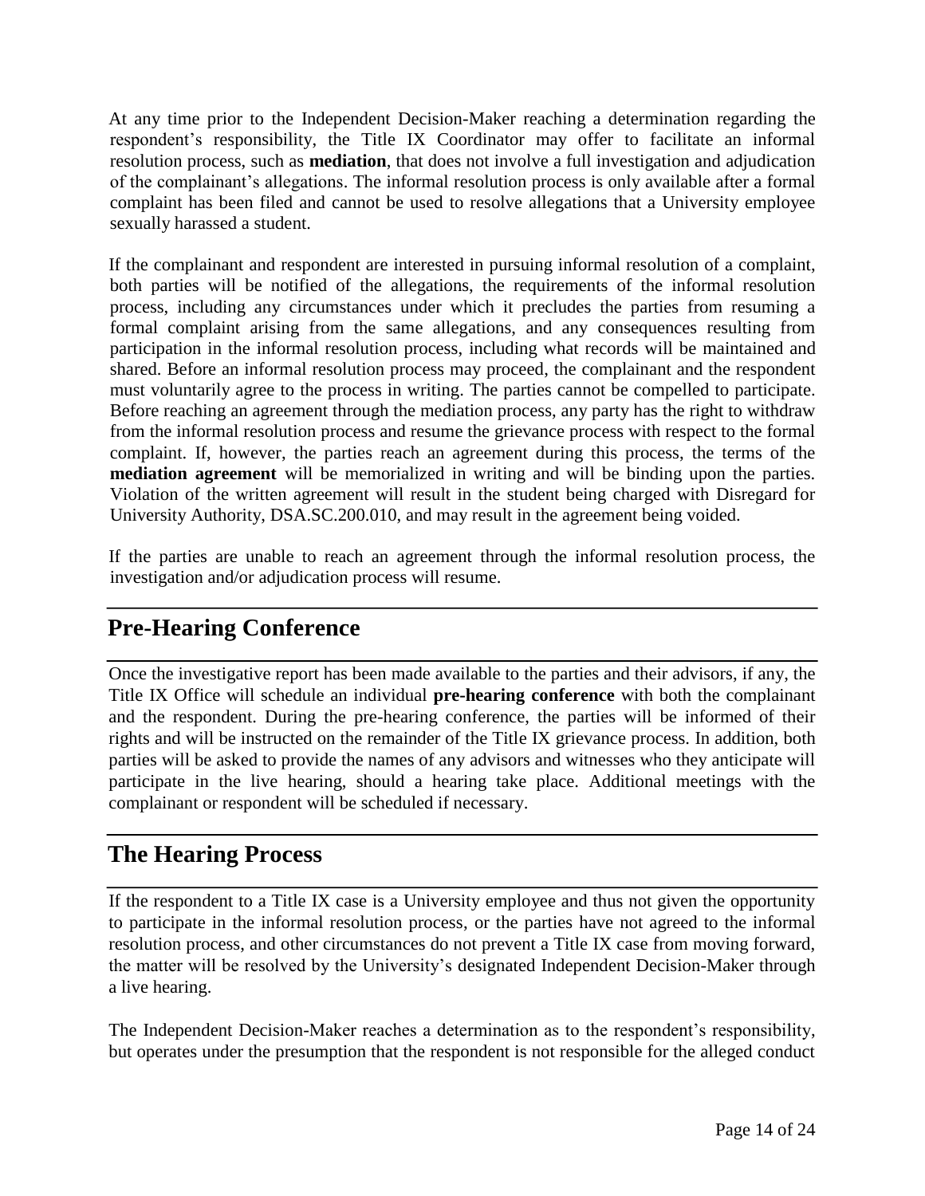At any time prior to the Independent Decision-Maker reaching a determination regarding the respondent's responsibility, the Title IX Coordinator may offer to facilitate an informal resolution process, such as **mediation**, that does not involve a full investigation and adjudication of the complainant's allegations. The informal resolution process is only available after a formal complaint has been filed and cannot be used to resolve allegations that a University employee sexually harassed a student.

If the complainant and respondent are interested in pursuing informal resolution of a complaint, both parties will be notified of the allegations, the requirements of the informal resolution process, including any circumstances under which it precludes the parties from resuming a formal complaint arising from the same allegations, and any consequences resulting from participation in the informal resolution process, including what records will be maintained and shared. Before an informal resolution process may proceed, the complainant and the respondent must voluntarily agree to the process in writing. The parties cannot be compelled to participate. Before reaching an agreement through the mediation process, any party has the right to withdraw from the informal resolution process and resume the grievance process with respect to the formal complaint. If, however, the parties reach an agreement during this process, the terms of the **mediation agreement** will be memorialized in writing and will be binding upon the parties. Violation of the written agreement will result in the student being charged with Disregard for University Authority, DSA.SC.200.010, and may result in the agreement being voided.

If the parties are unable to reach an agreement through the informal resolution process, the investigation and/or adjudication process will resume.

## Pre-Hearing Conference

Once the investigative report has been made available to the parties and their advisors, if any, the Title IX Office will schedule an individual **pre-hearing conference** with both the complainant and the respondent. During the pre-hearing conference, the parties will be informed of their rights and will be instructed on the remainder of the Title IX grievance process. In addition, both parties will be asked to provide the names of any advisors and witnesses who they anticipate will participate in the live hearing, should a hearing take place. Additional meetings with the complainant or respondent will be scheduled if necessary.

## The Hearing Process

If the respondent to a Title IX case is a University employee and thus not given the opportunity to participate in the informal resolution process, or the parties have not agreed to the informal resolution process, and other circumstances do not prevent a Title IX case from moving forward, the matter will be resolved by the University's designated Independent Decision-Maker through a live hearing.

The Independent Decision-Maker reaches a determination as to the respondent's responsibility, but operates under the presumption that the respondent is not responsible for the alleged conduct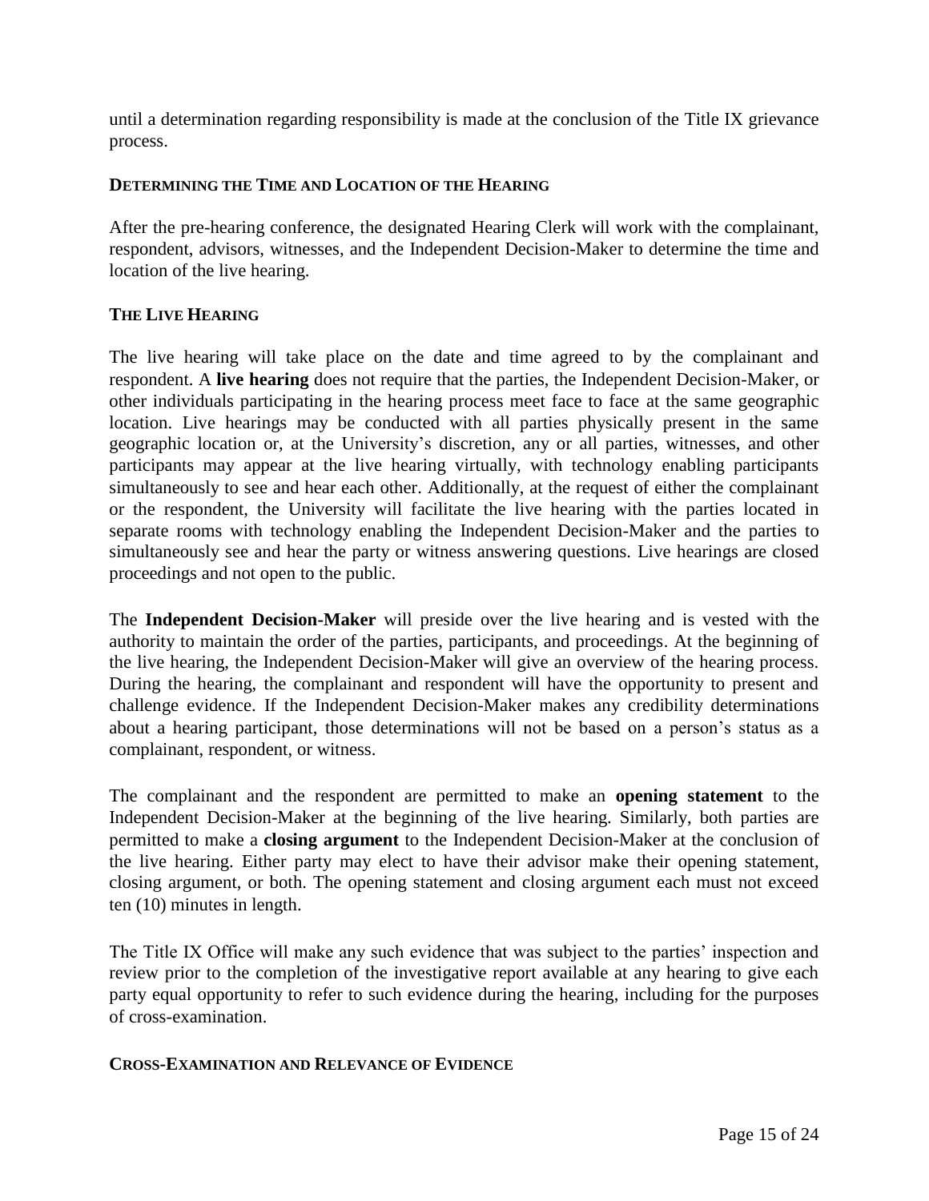until a determination regarding responsibility is made at the conclusion of the Title IX grievance process.

### DETERMINING THE TIME AND LOCATION OF THE HEARING

After the pre-hearing conference, the designated Hearing Clerk will work with the complainant, respondent, advisors, witnesses, and the Independent Decision-Maker to determine the time and location of the live hearing.

### THE LIVE HEARING

The live hearing will take place on the date and time agreed to by the complainant and respondent. A **live hearing** does not require that the parties, the Independent Decision-Maker, or other individuals participating in the hearing process meet face to face at the same geographic location. Live hearings may be conducted with all parties physically present in the same geographic location or, at the University's discretion, any or all parties, witnesses, and other participants may appear at the live hearing virtually, with technology enabling participants simultaneously to see and hear each other. Additionally, at the request of either the complainant or the respondent, the University will facilitate the live hearing with the parties located in separate rooms with technology enabling the Independent Decision-Maker and the parties to simultaneously see and hear the party or witness answering questions. Live hearings are closed proceedings and not open to the public.

The **Independent Decision-Maker** will preside over the live hearing and is vested with the authority to maintain the order of the parties, participants, and proceedings. At the beginning of the live hearing, the Independent Decision-Maker will give an overview of the hearing process. During the hearing, the complainant and respondent will have the opportunity to present and challenge evidence. If the Independent Decision-Maker makes any credibility determinations about a hearing participant, those determinations will not be based on a person's status as a complainant, respondent, or witness.

The complainant and the respondent are permitted to make an **opening statement** to the Independent Decision-Maker at the beginning of the live hearing. Similarly, both parties are permitted to make a **closing argument** to the Independent Decision-Maker at the conclusion of the live hearing. Either party may elect to have their advisor make their opening statement, closing argument, or both. The opening statement and closing argument each must not exceed ten (10) minutes in length.

The Title IX Office will make any such evidence that was subject to the parties' inspection and review prior to the completion of the investigative report available at any hearing to give each party equal opportunity to refer to such evidence during the hearing, including for the purposes of cross-examination.

### CROSS-EXAMINATION AND RELEVANCE OF EVIDENCE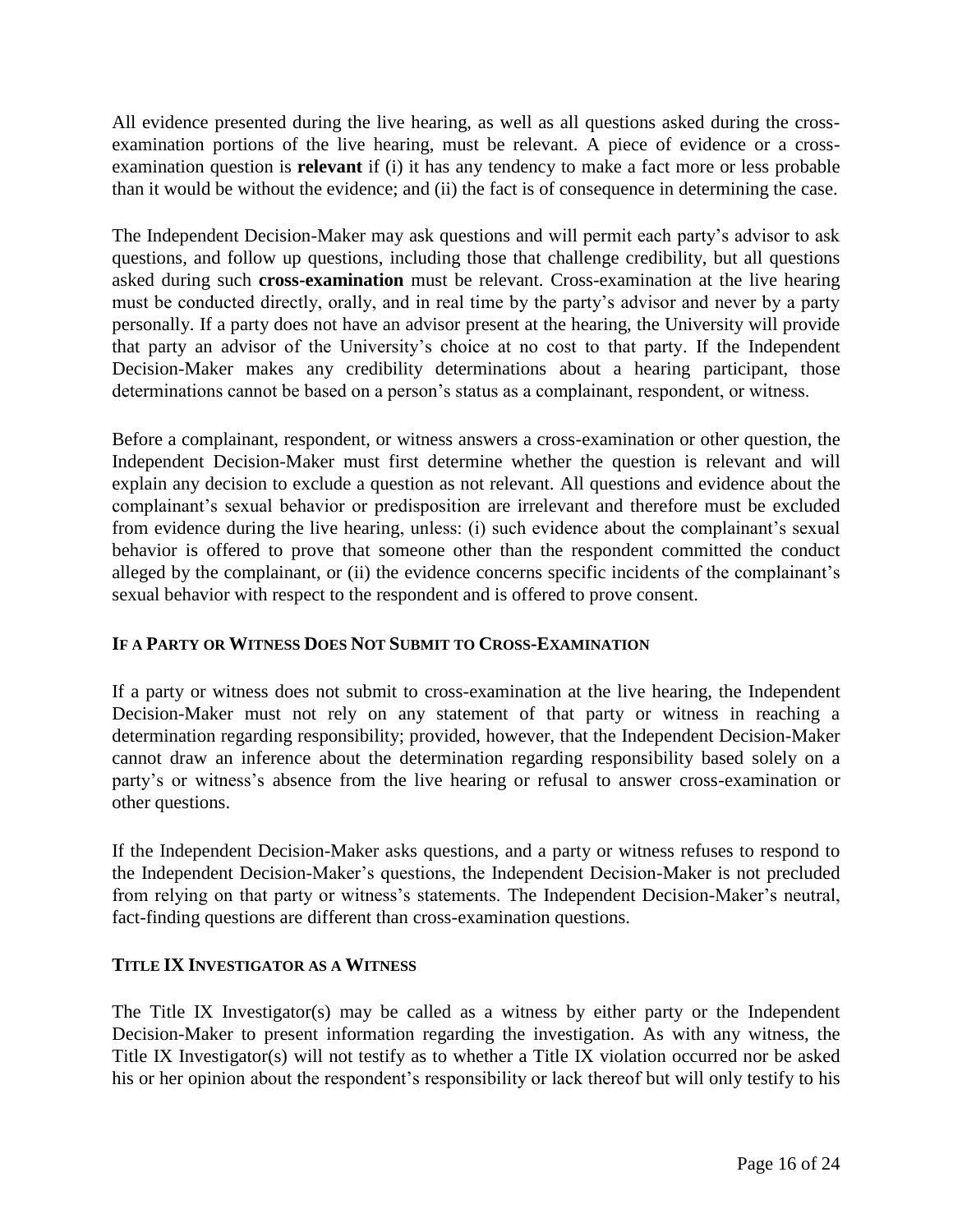All evidence presented during the live hearing, as well as all questions asked during the cross-examination portions of the live hearing, must be relevant. A piece of evidence or a cross-examination question is **relevant** if (i) it has any tendency to make a fact more or less probable than it would be without the evidence; and (ii) the fact is of consequence in determining the case.

The Independent Decision-Maker may ask questions and will permit each party's advisor to ask questions, and follow up questions, including those that challenge credibility, but all questions asked during such **cross-examination** must be relevant. Cross-examination at the live hearing must be conducted directly, orally, and in real time by the party's advisor and never by a party personally. If a party does not have an advisor present at the hearing, the University will provide that party an advisor of the University's choice at no cost to that party. If the Independent Decision-Maker makes any credibility determinations about a hearing participant, those determinations cannot be based on a person's status as a complainant, respondent, or witness.

Before a complainant, respondent, or witness answers a cross-examination or other question, the Independent Decision-Maker must first determine whether the question is relevant and will explain any decision to exclude a question as not relevant. All questions and evidence about the complainant's sexual behavior or predisposition are irrelevant and therefore must be excluded from evidence during the live hearing, unless: (i) such evidence about the complainant's sexual behavior is offered to prove that someone other than the respondent committed the conduct alleged by the complainant, or (ii) the evidence concerns specific incidents of the complainant's sexual behavior with respect to the respondent and is offered to prove consent.

### IF A PARTY OR WITNESS DOES NOT SUBMIT TO CROSS-EXAMINATION

If a party or witness does not submit to cross-examination at the live hearing, the Independent Decision-Maker must not rely on any statement of that party or witness in reaching a determination regarding responsibility; provided, however, that the Independent Decision-Maker cannot draw an inference about the determination regarding responsibility based solely on a party's or witness's absence from the live hearing or refusal to answer cross-examination or other questions.

If the Independent Decision-Maker asks questions, and a party or witness refuses to respond to the Independent Decision-Maker's questions, the Independent Decision-Maker is not precluded from relying on that party or witness's statements. The Independent Decision-Maker's neutral, fact-finding questions are different than cross-examination questions.

### TITLE IX INVESTIGATOR AS A WITNESS

The Title IX Investigator(s) may be called as a witness by either party or the Independent Decision-Maker to present information regarding the investigation. As with any witness, the Title IX Investigator(s) will not testify as to whether a Title IX violation occurred nor be asked his or her opinion about the respondent's responsibility or lack thereof but will only testify to his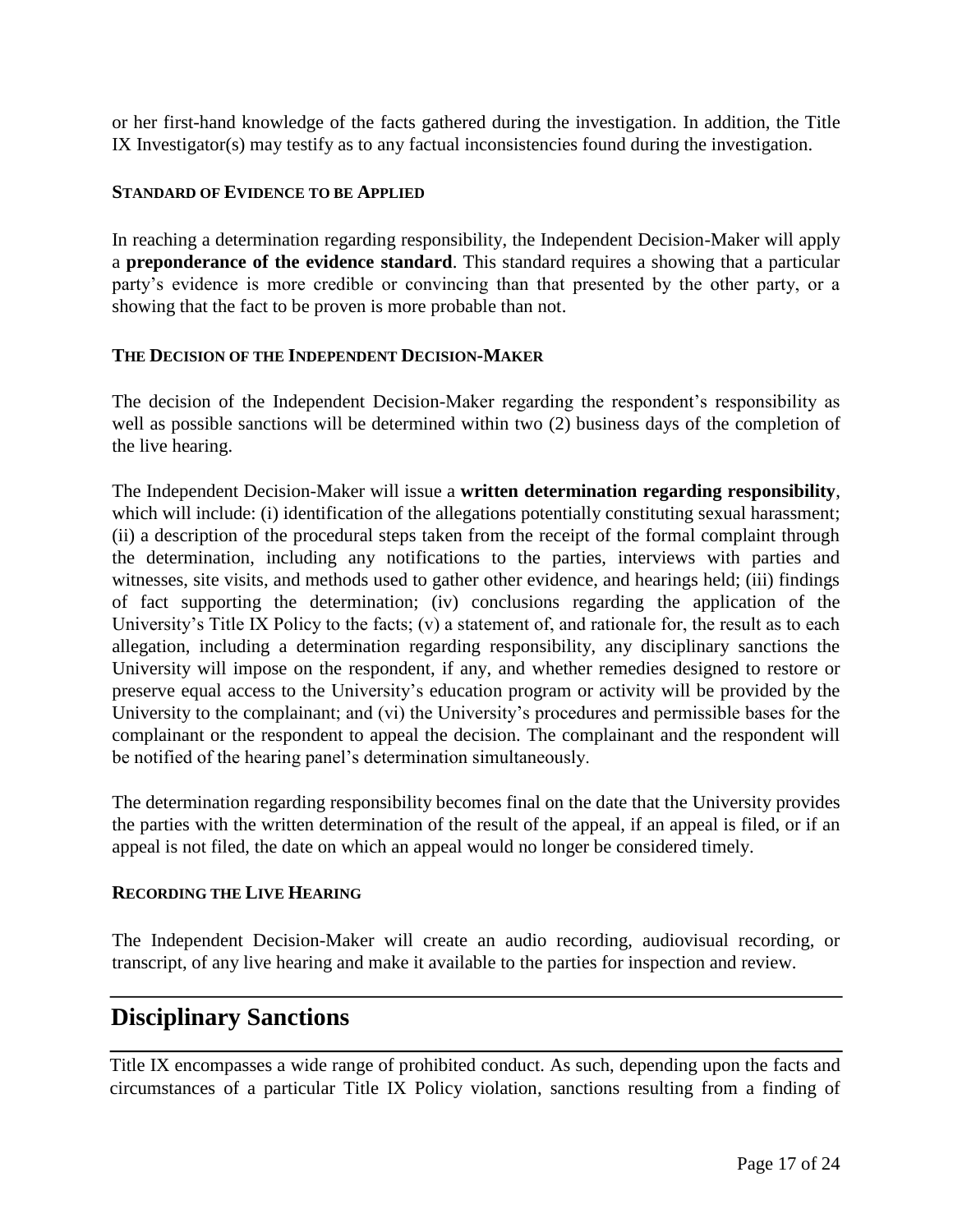or her first-hand knowledge of the facts gathered during the investigation. In addition, the Title IX Investigator(s) may testify as to any factual inconsistencies found during the investigation.

#### STANDARD OF EVIDENCE TO BE APPLIED

In reaching a determination regarding responsibility, the Independent Decision-Maker will apply a **preponderance of the evidence standard**. This standard requires a showing that a particular party's evidence is more credible or convincing than that presented by the other party, or a showing that the fact to be proven is more probable than not.

#### THE DECISION OF THE INDEPENDENT DECISION-MAKER

The decision of the Independent Decision-Maker regarding the respondent's responsibility as well as possible sanctions will be determined within two (2) business days of the completion of the live hearing.

The Independent Decision-Maker will issue a **written determination regarding responsibility**, which will include: (i) identification of the allegations potentially constituting sexual harassment; (ii) a description of the procedural steps taken from the receipt of the formal complaint through the determination, including any notifications to the parties, interviews with parties and witnesses, site visits, and methods used to gather other evidence, and hearings held; (iii) findings of fact supporting the determination; (iv) conclusions regarding the application of the University's Title IX Policy to the facts; (v) a statement of, and rationale for, the result as to each allegation, including a determination regarding responsibility, any disciplinary sanctions the University will impose on the respondent, if any, and whether remedies designed to restore or preserve equal access to the University's education program or activity will be provided by the University to the complainant; and (vi) the University's procedures and permissible bases for the complainant or the respondent to appeal the decision. The complainant and the respondent will be notified of the hearing panel's determination simultaneously.

The determination regarding responsibility becomes final on the date that the University provides the parties with the written determination of the result of the appeal, if an appeal is filed, or if an appeal is not filed, the date on which an appeal would no longer be considered timely.

#### RECORDING THE LIVE HEARING

The Independent Decision-Maker will create an audio recording, audiovisual recording, or transcript, of any live hearing and make it available to the parties for inspection and review.

## Disciplinary Sanctions

Title IX encompasses a wide range of prohibited conduct. As such, depending upon the facts and circumstances of a particular Title IX Policy violation, sanctions resulting from a finding of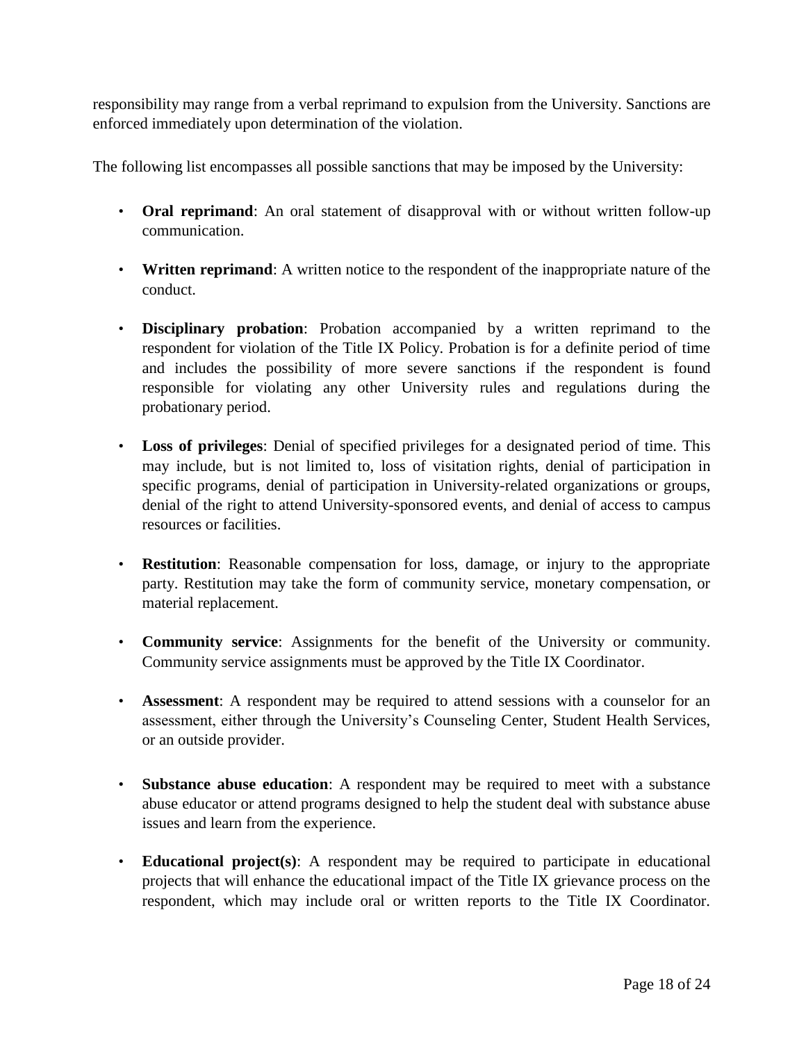responsibility may range from a verbal reprimand to expulsion from the University. Sanctions are enforced immediately upon determination of the violation.

The following list encompasses all possible sanctions that may be imposed by the University:

- **Oral reprimand**: An oral statement of disapproval with or without written follow-up communication.
- **Written reprimand**: A written notice to the respondent of the inappropriate nature of the conduct.
- **Disciplinary probation**: Probation accompanied by a written reprimand to the respondent for violation of the Title IX Policy. Probation is for a definite period of time and includes the possibility of more severe sanctions if the respondent is found responsible for violating any other University rules and regulations during the probationary period.
- **Loss of privileges**: Denial of specified privileges for a designated period of time. This may include, but is not limited to, loss of visitation rights, denial of participation in specific programs, denial of participation in University-related organizations or groups, denial of the right to attend University-sponsored events, and denial of access to campus resources or facilities.
- **Restitution**: Reasonable compensation for loss, damage, or injury to the appropriate party. Restitution may take the form of community service, monetary compensation, or material replacement.
- **Community service**: Assignments for the benefit of the University or community. Community service assignments must be approved by the Title IX Coordinator.
- **Assessment**: A respondent may be required to attend sessions with a counselor for an assessment, either through the University's Counseling Center, Student Health Services, or an outside provider.
- **Substance abuse education**: A respondent may be required to meet with a substance abuse educator or attend programs designed to help the student deal with substance abuse issues and learn from the experience.
- **Educational project(s)**: A respondent may be required to participate in educational projects that will enhance the educational impact of the Title IX grievance process on the respondent, which may include oral or written reports to the Title IX Coordinator.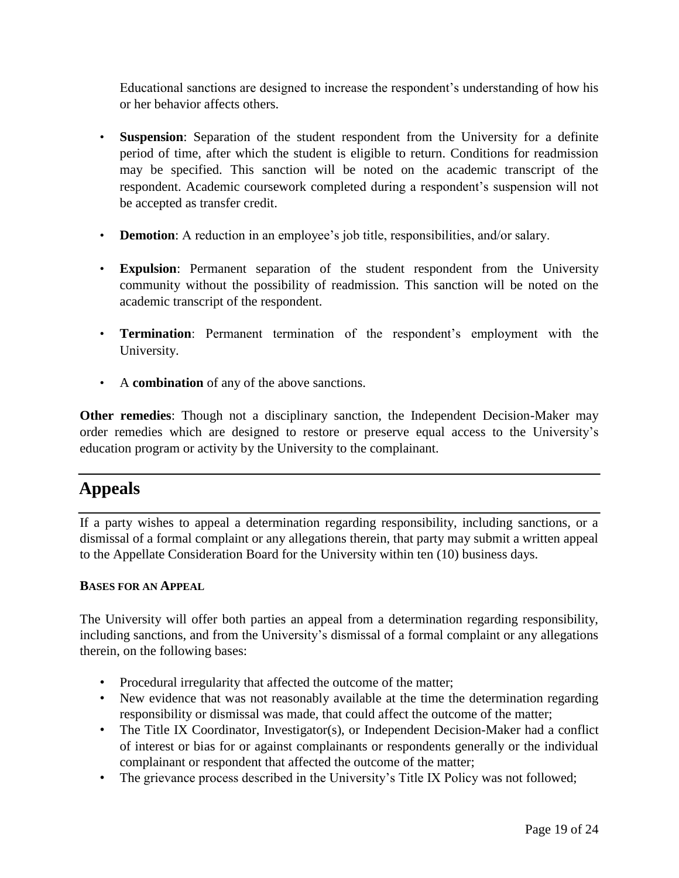Educational sanctions are designed to increase the respondent's understanding of how his or her behavior affects others.

- **Suspension**: Separation of the student respondent from the University for a definite period of time, after which the student is eligible to return. Conditions for readmission may be specified. This sanction will be noted on the academic transcript of the respondent. Academic coursework completed during a respondent's suspension will not be accepted as transfer credit.
- **Demotion**: A reduction in an employee's job title, responsibilities, and/or salary.
- **Expulsion**: Permanent separation of the student respondent from the University community without the possibility of readmission. This sanction will be noted on the academic transcript of the respondent.
- **Termination**: Permanent termination of the respondent's employment with the University.
- A **combination** of any of the above sanctions.

**Other remedies**: Though not a disciplinary sanction, the Independent Decision-Maker may order remedies which are designed to restore or preserve equal access to the University's education program or activity by the University to the complainant.

## Appeals

If a party wishes to appeal a determination regarding responsibility, including sanctions, or a dismissal of a formal complaint or any allegations therein, that party may submit a written appeal to the Appellate Consideration Board for the University within ten (10) business days.

#### BASES FOR AN APPEAL

The University will offer both parties an appeal from a determination regarding responsibility, including sanctions, and from the University's dismissal of a formal complaint or any allegations therein, on the following bases:

- Procedural irregularity that affected the outcome of the matter;
- New evidence that was not reasonably available at the time the determination regarding responsibility or dismissal was made, that could affect the outcome of the matter;
- The Title IX Coordinator, Investigator(s), or Independent Decision-Maker had a conflict of interest or bias for or against complainants or respondents generally or the individual complainant or respondent that affected the outcome of the matter;
- The grievance process described in the University's Title IX Policy was not followed;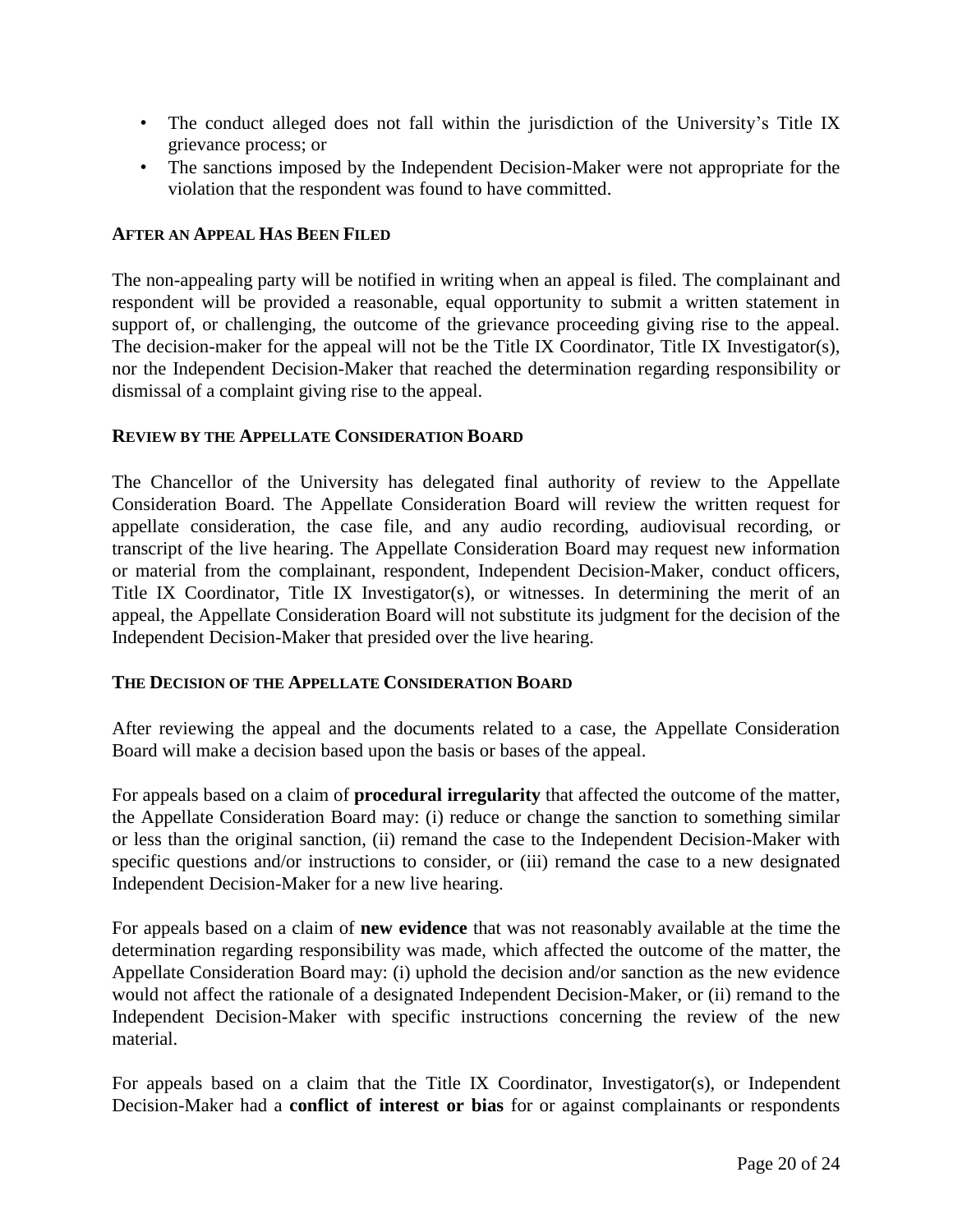- The conduct alleged does not fall within the jurisdiction of the University's Title IX grievance process; or
- The sanctions imposed by the Independent Decision-Maker were not appropriate for the violation that the respondent was found to have committed.

### AFTER AN APPEAL HAS BEEN FILED

The non-appealing party will be notified in writing when an appeal is filed. The complainant and respondent will be provided a reasonable, equal opportunity to submit a written statement in support of, or challenging, the outcome of the grievance proceeding giving rise to the appeal. The decision-maker for the appeal will not be the Title IX Coordinator, Title IX Investigator(s), nor the Independent Decision-Maker that reached the determination regarding responsibility or dismissal of a complaint giving rise to the appeal.

### REVIEW BY THE APPELLATE CONSIDERATION BOARD

The Chancellor of the University has delegated final authority of review to the Appellate Consideration Board. The Appellate Consideration Board will review the written request for appellate consideration, the case file, and any audio recording, audiovisual recording, or transcript of the live hearing. The Appellate Consideration Board may request new information or material from the complainant, respondent, Independent Decision-Maker, conduct officers, Title IX Coordinator, Title IX Investigator(s), or witnesses. In determining the merit of an appeal, the Appellate Consideration Board will not substitute its judgment for the decision of the Independent Decision-Maker that presided over the live hearing.

### THE DECISION OF THE APPELLATE CONSIDERATION BOARD

After reviewing the appeal and the documents related to a case, the Appellate Consideration Board will make a decision based upon the basis or bases of the appeal.

For appeals based on a claim of **procedural irregularity** that affected the outcome of the matter, the Appellate Consideration Board may: (i) reduce or change the sanction to something similar or less than the original sanction, (ii) remand the case to the Independent Decision-Maker with specific questions and/or instructions to consider, or (iii) remand the case to a new designated Independent Decision-Maker for a new live hearing.

For appeals based on a claim of **new evidence** that was not reasonably available at the time the determination regarding responsibility was made, which affected the outcome of the matter, the Appellate Consideration Board may: (i) uphold the decision and/or sanction as the new evidence would not affect the rationale of a designated Independent Decision-Maker, or (ii) remand to the Independent Decision-Maker with specific instructions concerning the review of the new material.

For appeals based on a claim that the Title IX Coordinator, Investigator(s), or Independent Decision-Maker had a **conflict of interest or bias** for or against complainants or respondents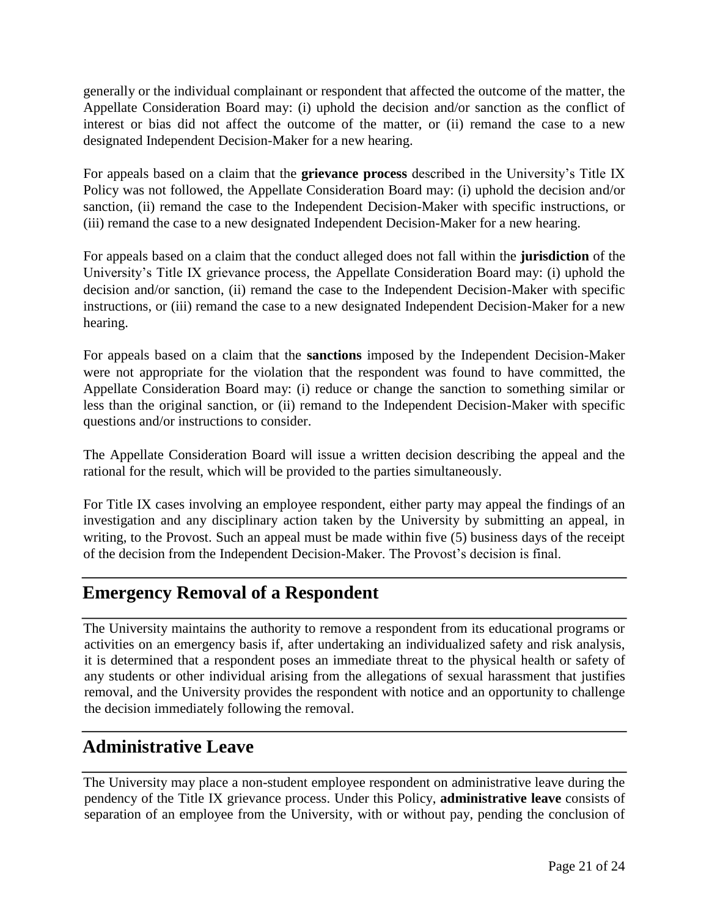generally or the individual complainant or respondent that affected the outcome of the matter, the Appellate Consideration Board may: (i) uphold the decision and/or sanction as the conflict of interest or bias did not affect the outcome of the matter, or (ii) remand the case to a new designated Independent Decision-Maker for a new hearing.

For appeals based on a claim that the **grievance process** described in the University's Title IX Policy was not followed, the Appellate Consideration Board may: (i) uphold the decision and/or sanction, (ii) remand the case to the Independent Decision-Maker with specific instructions, or (iii) remand the case to a new designated Independent Decision-Maker for a new hearing.

For appeals based on a claim that the conduct alleged does not fall within the **jurisdiction** of the University's Title IX grievance process, the Appellate Consideration Board may: (i) uphold the decision and/or sanction, (ii) remand the case to the Independent Decision-Maker with specific instructions, or (iii) remand the case to a new designated Independent Decision-Maker for a new hearing.

For appeals based on a claim that the **sanctions** imposed by the Independent Decision-Maker were not appropriate for the violation that the respondent was found to have committed, the Appellate Consideration Board may: (i) reduce or change the sanction to something similar or less than the original sanction, or (ii) remand to the Independent Decision-Maker with specific questions and/or instructions to consider.

The Appellate Consideration Board will issue a written decision describing the appeal and the rational for the result, which will be provided to the parties simultaneously.

For Title IX cases involving an employee respondent, either party may appeal the findings of an investigation and any disciplinary action taken by the University by submitting an appeal, in writing, to the Provost. Such an appeal must be made within five (5) business days of the receipt of the decision from the Independent Decision-Maker. The Provost's decision is final.

## Emergency Removal of a Respondent

The University maintains the authority to remove a respondent from its educational programs or activities on an emergency basis if, after undertaking an individualized safety and risk analysis, it is determined that a respondent poses an immediate threat to the physical health or safety of any students or other individual arising from the allegations of sexual harassment that justifies removal, and the University provides the respondent with notice and an opportunity to challenge the decision immediately following the removal.

## Administrative Leave

The University may place a non-student employee respondent on administrative leave during the pendency of the Title IX grievance process. Under this Policy, **administrative leave** consists of separation of an employee from the University, with or without pay, pending the conclusion of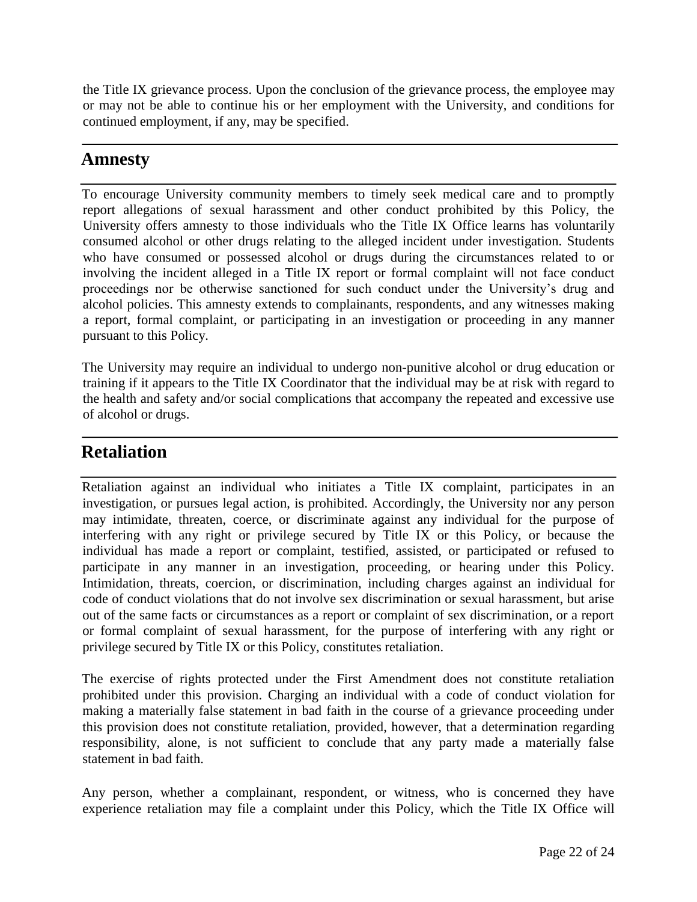the Title IX grievance process. Upon the conclusion of the grievance process, the employee may or may not be able to continue his or her employment with the University, and conditions for continued employment, if any, may be specified.

## Amnesty

To encourage University community members to timely seek medical care and to promptly report allegations of sexual harassment and other conduct prohibited by this Policy, the University offers amnesty to those individuals who the Title IX Office learns has voluntarily consumed alcohol or other drugs relating to the alleged incident under investigation. Students who have consumed or possessed alcohol or drugs during the circumstances related to or involving the incident alleged in a Title IX report or formal complaint will not face conduct proceedings nor be otherwise sanctioned for such conduct under the University's drug and alcohol policies. This amnesty extends to complainants, respondents, and any witnesses making a report, formal complaint, or participating in an investigation or proceeding in any manner pursuant to this Policy.

The University may require an individual to undergo non-punitive alcohol or drug education or training if it appears to the Title IX Coordinator that the individual may be at risk with regard to the health and safety and/or social complications that accompany the repeated and excessive use of alcohol or drugs.

## Retaliation

Retaliation against an individual who initiates a Title IX complaint, participates in an investigation, or pursues legal action, is prohibited. Accordingly, the University nor any person may intimidate, threaten, coerce, or discriminate against any individual for the purpose of interfering with any right or privilege secured by Title IX or this Policy, or because the individual has made a report or complaint, testified, assisted, or participated or refused to participate in any manner in an investigation, proceeding, or hearing under this Policy. Intimidation, threats, coercion, or discrimination, including charges against an individual for code of conduct violations that do not involve sex discrimination or sexual harassment, but arise out of the same facts or circumstances as a report or complaint of sex discrimination, or a report or formal complaint of sexual harassment, for the purpose of interfering with any right or privilege secured by Title IX or this Policy, constitutes retaliation.

The exercise of rights protected under the First Amendment does not constitute retaliation prohibited under this provision. Charging an individual with a code of conduct violation for making a materially false statement in bad faith in the course of a grievance proceeding under this provision does not constitute retaliation, provided, however, that a determination regarding responsibility, alone, is not sufficient to conclude that any party made a materially false statement in bad faith.

Any person, whether a complainant, respondent, or witness, who is concerned they have experience retaliation may file a complaint under this Policy, which the Title IX Office will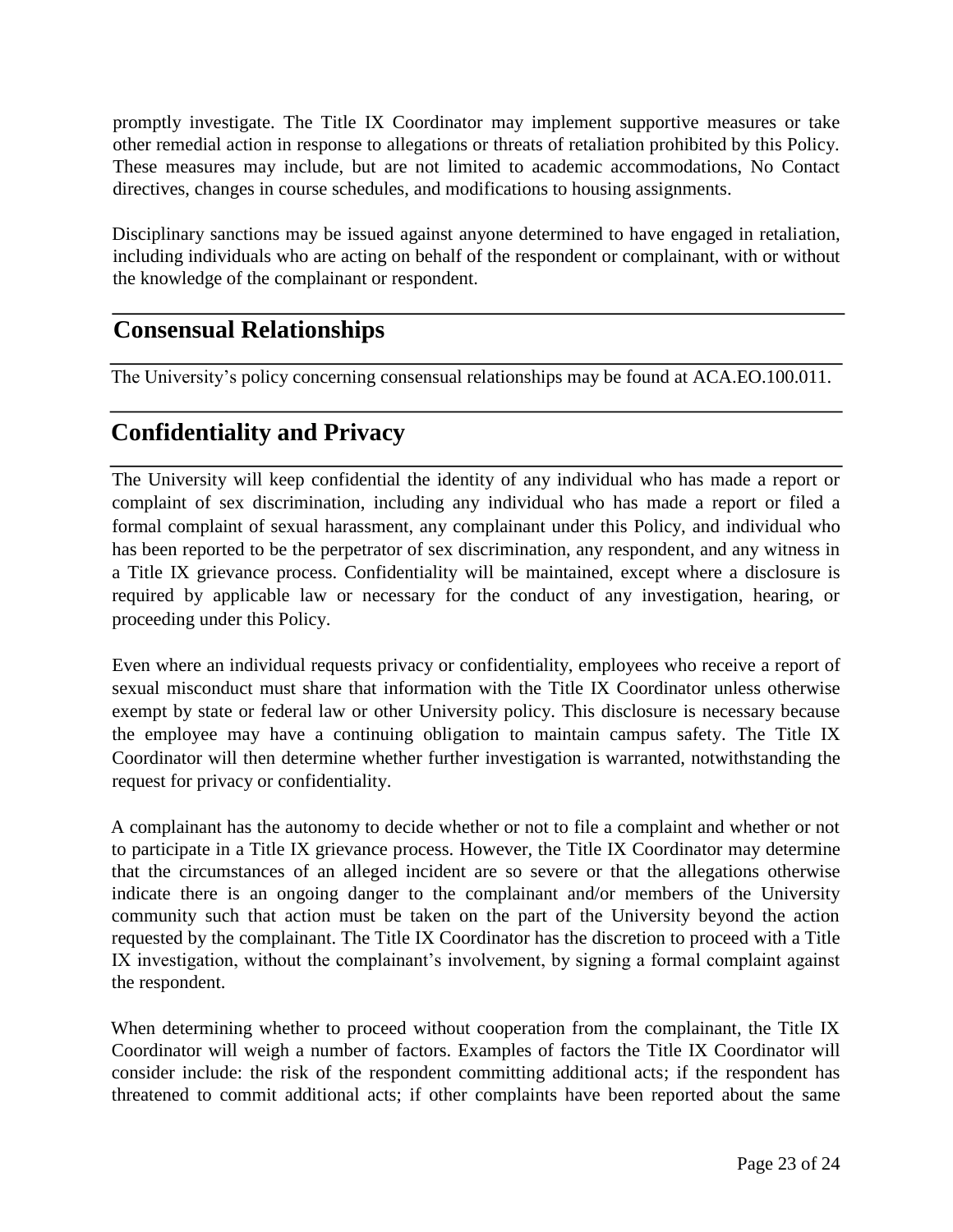promptly investigate. The Title IX Coordinator may implement supportive measures or take other remedial action in response to allegations or threats of retaliation prohibited by this Policy. These measures may include, but are not limited to academic accommodations, No Contact directives, changes in course schedules, and modifications to housing assignments.

Disciplinary sanctions may be issued against anyone determined to have engaged in retaliation, including individuals who are acting on behalf of the respondent or complainant, with or without the knowledge of the complainant or respondent.

## Consensual Relationships

The University's policy concerning consensual relationships may be found at ACA.EO.100.011.

## Confidentiality and Privacy

The University will keep confidential the identity of any individual who has made a report or complaint of sex discrimination, including any individual who has made a report or filed a formal complaint of sexual harassment, any complainant under this Policy, and individual who has been reported to be the perpetrator of sex discrimination, any respondent, and any witness in a Title IX grievance process. Confidentiality will be maintained, except where a disclosure is required by applicable law or necessary for the conduct of any investigation, hearing, or proceeding under this Policy.

Even where an individual requests privacy or confidentiality, employees who receive a report of sexual misconduct must share that information with the Title IX Coordinator unless otherwise exempt by state or federal law or other University policy. This disclosure is necessary because the employee may have a continuing obligation to maintain campus safety. The Title IX Coordinator will then determine whether further investigation is warranted, notwithstanding the request for privacy or confidentiality.

A complainant has the autonomy to decide whether or not to file a complaint and whether or not to participate in a Title IX grievance process. However, the Title IX Coordinator may determine that the circumstances of an alleged incident are so severe or that the allegations otherwise indicate there is an ongoing danger to the complainant and/or members of the University community such that action must be taken on the part of the University beyond the action requested by the complainant. The Title IX Coordinator has the discretion to proceed with a Title IX investigation, without the complainant's involvement, by signing a formal complaint against the respondent.

When determining whether to proceed without cooperation from the complainant, the Title IX Coordinator will weigh a number of factors. Examples of factors the Title IX Coordinator will consider include: the risk of the respondent committing additional acts; if the respondent has threatened to commit additional acts; if other complaints have been reported about the same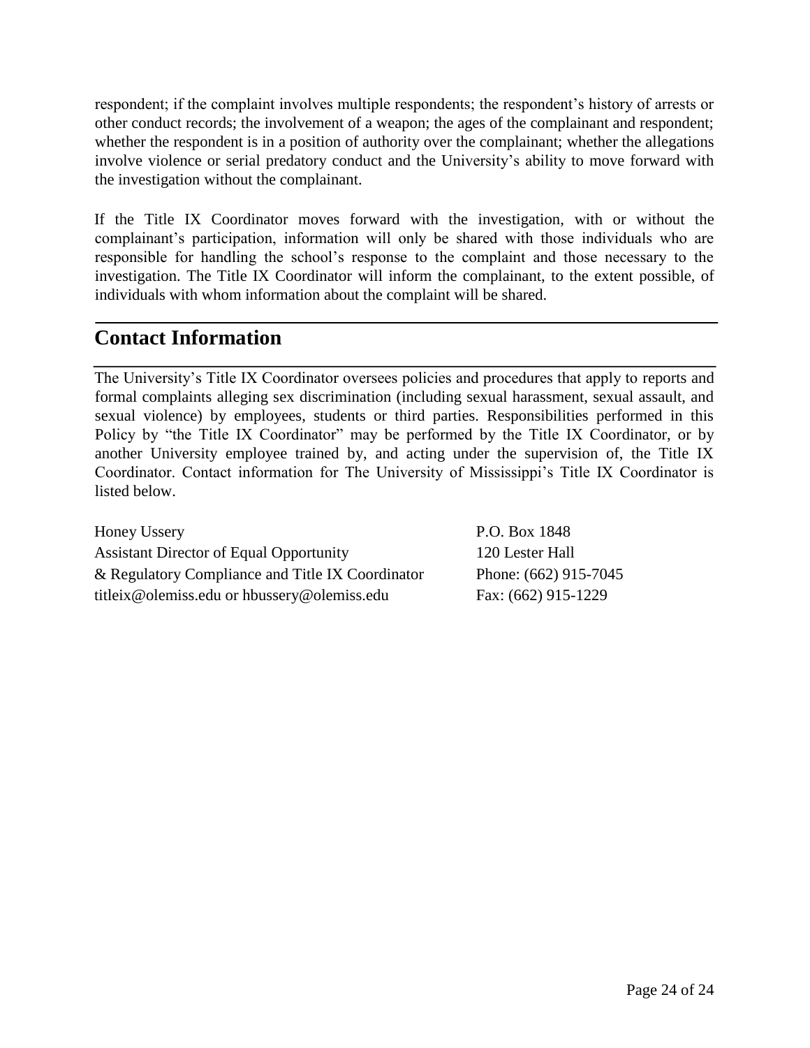respondent; if the complaint involves multiple respondents; the respondent's history of arrests or other conduct records; the involvement of a weapon; the ages of the complainant and respondent; whether the respondent is in a position of authority over the complainant; whether the allegations involve violence or serial predatory conduct and the University's ability to move forward with the investigation without the complainant.

If the Title IX Coordinator moves forward with the investigation, with or without the complainant's participation, information will only be shared with those individuals who are responsible for handling the school's response to the complaint and those necessary to the investigation. The Title IX Coordinator will inform the complainant, to the extent possible, of individuals with whom information about the complaint will be shared.

## Contact Information

The University's Title IX Coordinator oversees policies and procedures that apply to reports and formal complaints alleging sex discrimination (including sexual harassment, sexual assault, and sexual violence) by employees, students or third parties. Responsibilities performed in this Policy by "the Title IX Coordinator" may be performed by the Title IX Coordinator, or by another University employee trained by, and acting under the supervision of, the Title IX Coordinator. Contact information for The University of Mississippi's Title IX Coordinator is listed below.

Honey Ussery
Assistant Director of Equal Opportunity
& Regulatory Compliance and Title IX Coordinator
titleix@olemiss.edu or hbussery@olemiss.edu

P.O. Box 1848
120 Lester Hall
Phone: (662) 915-7045
Fax: (662) 915-1229